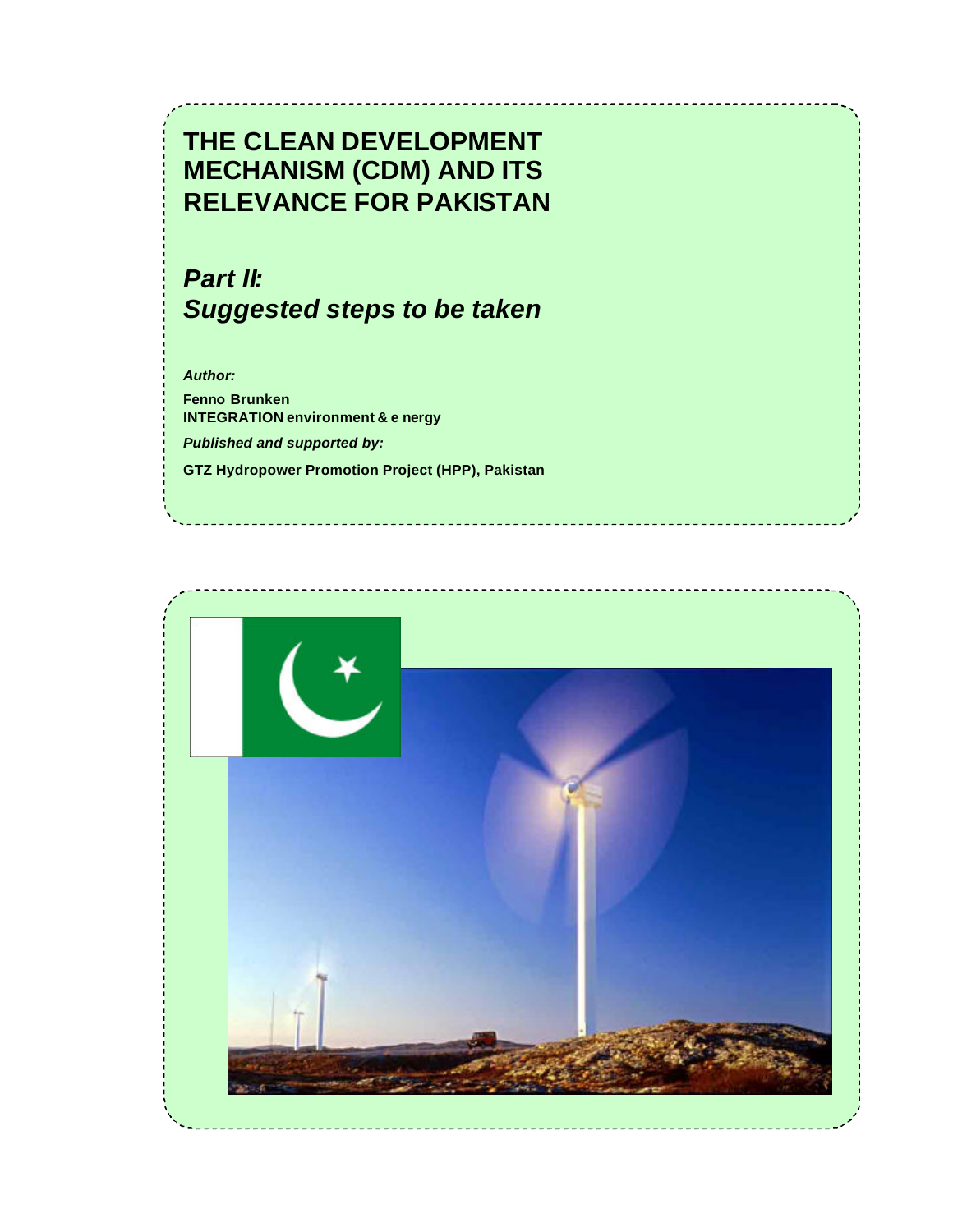# THE CLEAN DEVELOPMENT MECHANISM (CDM) AND ITS RELEVANCE FOR PAKISTAN

## *Part II: Suggested steps to be taken*

***Author:***

**Fenno Brunken**
**INTEGRATION environment & energy**

***Published and supported by:***

**GTZ Hydropower Promotion Project (HPP), Pakistan**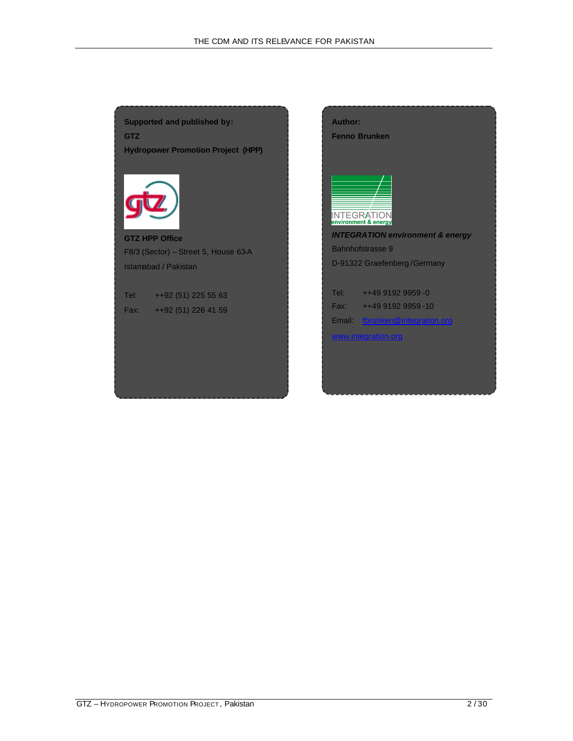**Supported and published by:**

**GTZ**

**Hydropower Promotion Project (HPP)**

**GTZ HPP Office**

F8/3 (Sector) – Street 5, House 63-A

Islamabad / Pakistan

Tel: ++92 (51) 225 55 63

Fax: ++92 (51) 226 41 59

**Author:**

**Fenno Brunken**

***INTEGRATION environment & energy***

Bahnhofstrasse 9

D-91322 Graefenberg / Germany

Tel: ++49 9192 9959 -0

Fax: ++49 9192 9959 -10

Email: fbrunken@integration.org

www.integration.org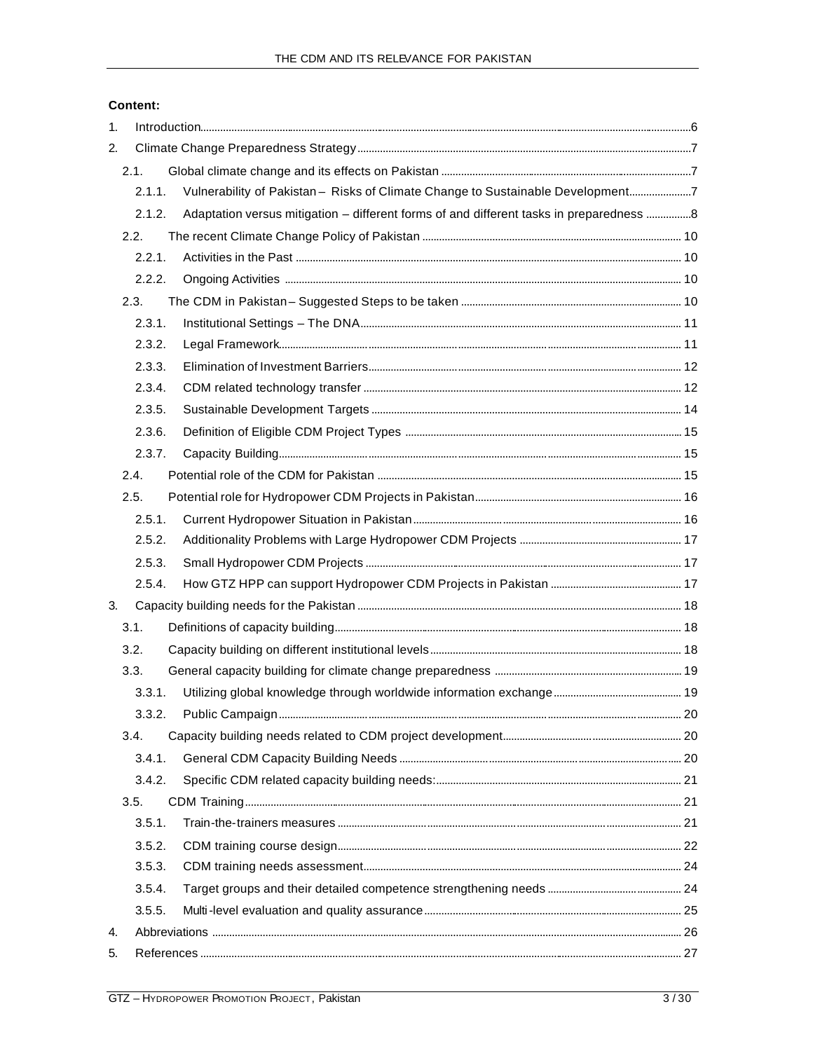**Content:**

1. Introduction ... 6
2. Climate Change Preparedness Strategy ... 7
   - 2.1. Global climate change and its effects on Pakistan ... 7
     - 2.1.1. Vulnerability of Pakistan – Risks of Climate Change to Sustainable Development ... 7
     - 2.1.2. Adaptation versus mitigation – different forms of and different tasks in preparedness ... 8
   - 2.2. The recent Climate Change Policy of Pakistan ... 10
     - 2.2.1. Activities in the Past ... 10
     - 2.2.2. Ongoing Activities ... 10
   - 2.3. The CDM in Pakistan – Suggested Steps to be taken ... 10
     - 2.3.1. Institutional Settings – The DNA ... 11
     - 2.3.2. Legal Framework ... 11
     - 2.3.3. Elimination of Investment Barriers ... 12
     - 2.3.4. CDM related technology transfer ... 12
     - 2.3.5. Sustainable Development Targets ... 14
     - 2.3.6. Definition of Eligible CDM Project Types ... 15
     - 2.3.7. Capacity Building ... 15
   - 2.4. Potential role of the CDM for Pakistan ... 15
   - 2.5. Potential role for Hydropower CDM Projects in Pakistan ... 16
     - 2.5.1. Current Hydropower Situation in Pakistan ... 16
     - 2.5.2. Additionality Problems with Large Hydropower CDM Projects ... 17
     - 2.5.3. Small Hydropower CDM Projects ... 17
     - 2.5.4. How GTZ HPP can support Hydropower CDM Projects in Pakistan ... 17
3. Capacity building needs for the Pakistan ... 18
   - 3.1. Definitions of capacity building ... 18
   - 3.2. Capacity building on different institutional levels ... 18
   - 3.3. General capacity building for climate change preparedness ... 19
     - 3.3.1. Utilizing global knowledge through worldwide information exchange ... 19
     - 3.3.2. Public Campaign ... 20
   - 3.4. Capacity building needs related to CDM project development ... 20
     - 3.4.1. General CDM Capacity Building Needs ... 20
     - 3.4.2. Specific CDM related capacity building needs: ... 21
   - 3.5. CDM Training ... 21
     - 3.5.1. Train-the-trainers measures ... 21
     - 3.5.2. CDM training course design ... 22
     - 3.5.3. CDM training needs assessment ... 24
     - 3.5.4. Target groups and their detailed competence strengthening needs ... 24
     - 3.5.5. Multi-level evaluation and quality assurance ... 25
4. Abbreviations ... 26
5. References ... 27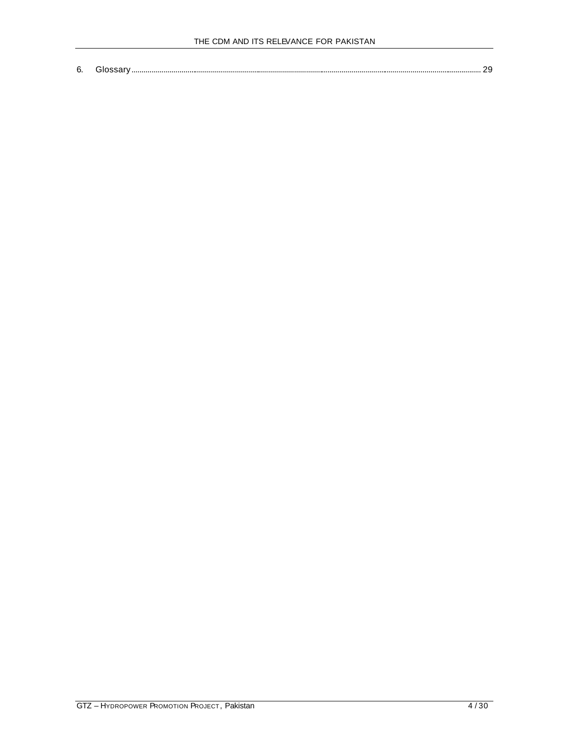6. Glossary ........................................................................................................................................ 29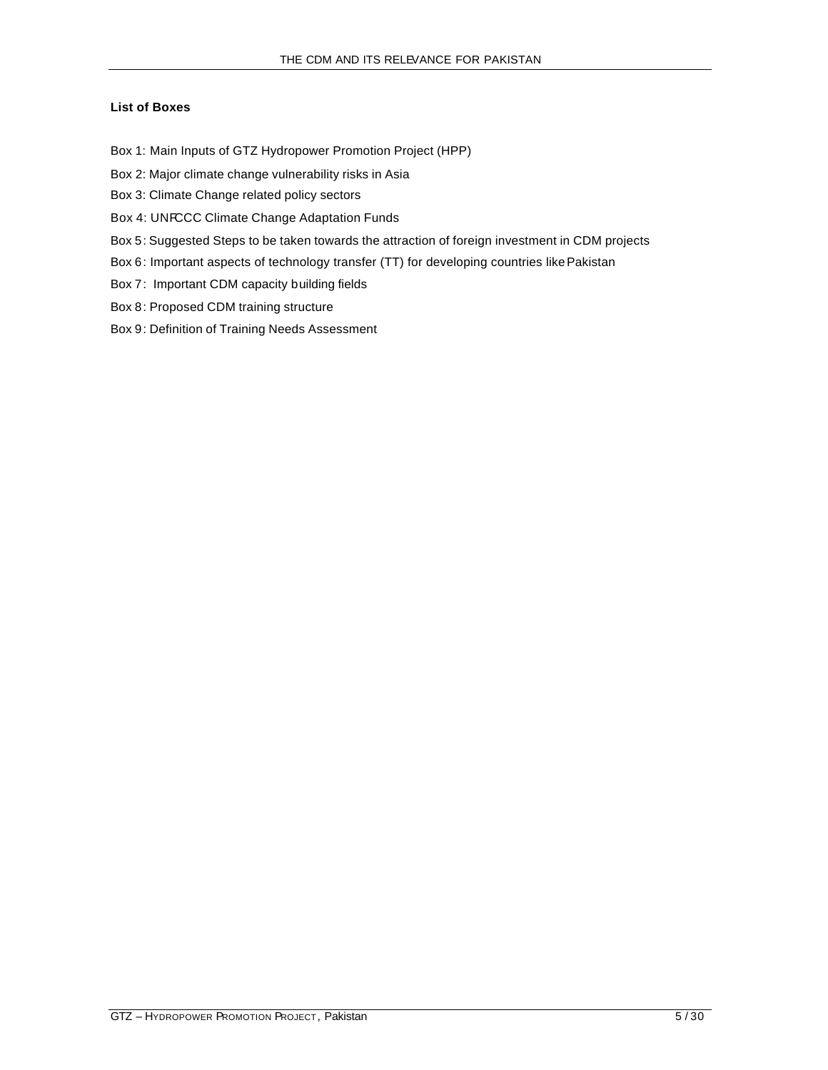**List of Boxes**

Box 1: Main Inputs of GTZ Hydropower Promotion Project (HPP)

Box 2: Major climate change vulnerability risks in Asia

Box 3: Climate Change related policy sectors

Box 4: UNFCCC Climate Change Adaptation Funds

Box 5: Suggested Steps to be taken towards the attraction of foreign investment in CDM projects

Box 6: Important aspects of technology transfer (TT) for developing countries like Pakistan

Box 7: Important CDM capacity building fields

Box 8: Proposed CDM training structure

Box 9: Definition of Training Needs Assessment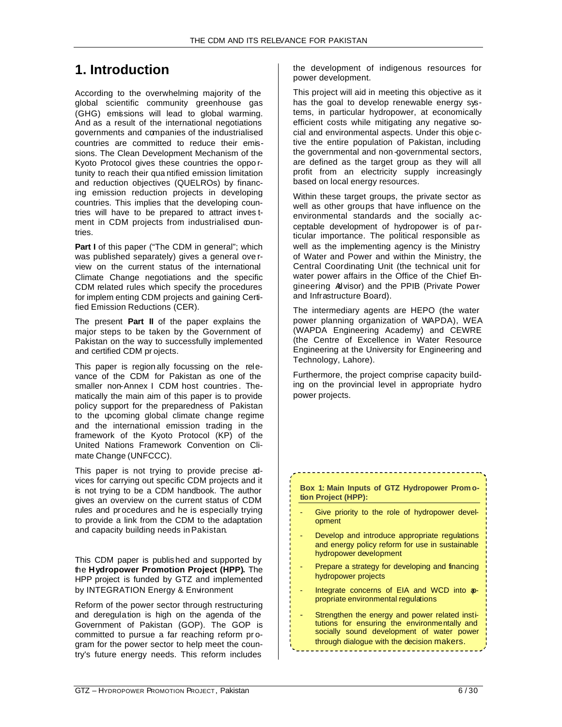# 1. Introduction

According to the overwhelming majority of the global scientific community greenhouse gas (GHG) emissions will lead to global warming. And as a result of the international negotiations governments and companies of the industrialised countries are committed to reduce their emissions. The Clean Development Mechanism of the Kyoto Protocol gives these countries the opportunity to reach their quantified emission limitation and reduction objectives (QUELROs) by financing emission reduction projects in developing countries. This implies that the developing countries will have to be prepared to attract investment in CDM projects from industrialised countries.

**Part I** of this paper ("The CDM in general"; which was published separately) gives a general overview on the current status of the international Climate Change negotiations and the specific CDM related rules which specify the procedures for implementing CDM projects and gaining Certified Emission Reductions (CER).

The present **Part II** of the paper explains the major steps to be taken by the Government of Pakistan on the way to successfully implemented and certified CDM projects.

This paper is regionally focussing on the relevance of the CDM for Pakistan as one of the smaller non-Annex I CDM host countries. Thematically the main aim of this paper is to provide policy support for the preparedness of Pakistan to the upcoming global climate change regime and the international emission trading in the framework of the Kyoto Protocol (KP) of the United Nations Framework Convention on Climate Change (UNFCCC).

This paper is not trying to provide precise advices for carrying out specific CDM projects and it is not trying to be a CDM handbook. The author gives an overview on the current status of CDM rules and procedures and he is especially trying to provide a link from the CDM to the adaptation and capacity building needs in Pakistan.

This CDM paper is published and supported by the **Hydropower Promotion Project (HPP).** The HPP project is funded by GTZ and implemented by INTEGRATION Energy & Environment

Reform of the power sector through restructuring and deregulation is high on the agenda of the Government of Pakistan (GOP). The GOP is committed to pursue a far reaching reform program for the power sector to help meet the country's future energy needs. This reform includes the development of indigenous resources for power development.

This project will aid in meeting this objective as it has the goal to develop renewable energy systems, in particular hydropower, at economically efficient costs while mitigating any negative social and environmental aspects. Under this objective the entire population of Pakistan, including the governmental and non-governmental sectors, are defined as the target group as they will all profit from an electricity supply increasingly based on local energy resources.

Within these target groups, the private sector as well as other groups that have influence on the environmental standards and the socially acceptable development of hydropower is of particular importance. The political responsible as well as the implementing agency is the Ministry of Water and Power and within the Ministry, the Central Coordinating Unit (the technical unit for water power affairs in the Office of the Chief Engineering Advisor) and the PPIB (Private Power and Infrastructure Board).

The intermediary agents are HEPO (the water power planning organization of WAPDA), WEA (WAPDA Engineering Academy) and CEWRE (the Centre of Excellence in Water Resource Engineering at the University for Engineering and Technology, Lahore).

Furthermore, the project comprise capacity building on the provincial level in appropriate hydro power projects.

**Box 1: Main Inputs of GTZ Hydropower Promotion Project (HPP):**

- Give priority to the role of hydropower development
- Develop and introduce appropriate regulations and energy policy reform for use in sustainable hydropower development
- Prepare a strategy for developing and financing hydropower projects
- Integrate concerns of EIA and WCD into appropriate environmental regulations
- Strengthen the energy and power related institutions for ensuring the environmentally and socially sound development of water power through dialogue with the decision makers.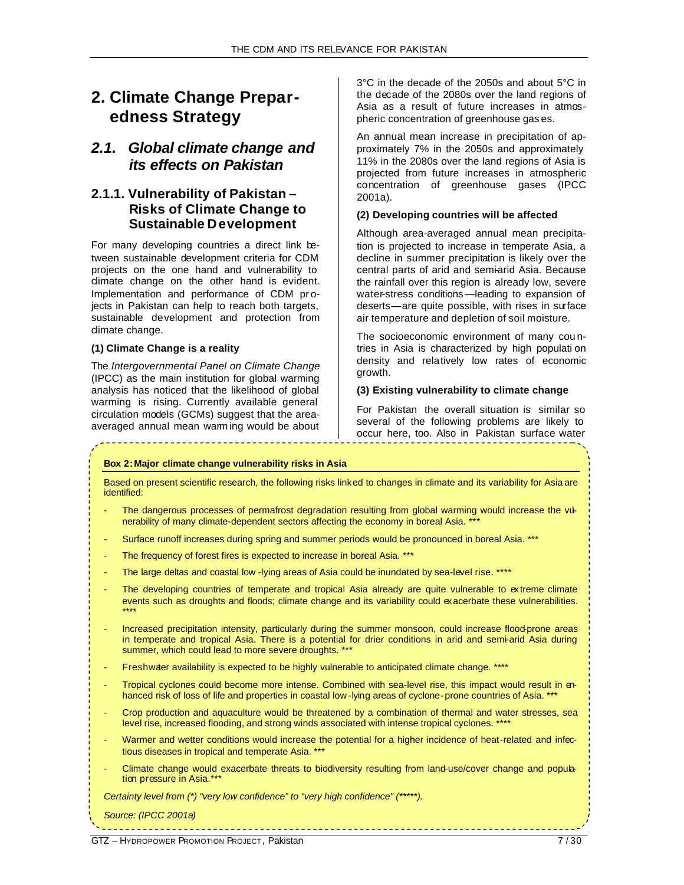# 2. Climate Change Preparedness Strategy

## 2.1. Global climate change and its effects on Pakistan

### 2.1.1. Vulnerability of Pakistan – Risks of Climate Change to Sustainable Development

For many developing countries a direct link between sustainable development criteria for CDM projects on the one hand and vulnerability to climate change on the other hand is evident. Implementation and performance of CDM projects in Pakistan can help to reach both targets, sustainable development and protection from climate change.

**(1) Climate Change is a reality**

The *Intergovernmental Panel on Climate Change* (IPCC) as the main institution for global warming analysis has noticed that the likelihood of global warming is rising. Currently available general circulation models (GCMs) suggest that the area-averaged annual mean warming would be about 3°C in the decade of the 2050s and about 5°C in the decade of the 2080s over the land regions of Asia as a result of future increases in atmospheric concentration of greenhouse gases.

An annual mean increase in precipitation of approximately 7% in the 2050s and approximately 11% in the 2080s over the land regions of Asia is projected from future increases in atmospheric concentration of greenhouse gases (IPCC 2001a).

**(2) Developing countries will be affected**

Although area-averaged annual mean precipitation is projected to increase in temperate Asia, a decline in summer precipitation is likely over the central parts of arid and semi-arid Asia. Because the rainfall over this region is already low, severe water-stress conditions—leading to expansion of deserts—are quite possible, with rises in surface air temperature and depletion of soil moisture.

The socioeconomic environment of many countries in Asia is characterized by high population density and relatively low rates of economic growth.

**(3) Existing vulnerability to climate change**

For Pakistan the overall situation is similar so several of the following problems are likely to occur here, too. Also in Pakistan surface water

**Box 2: Major climate change vulnerability risks in Asia**

Based on present scientific research, the following risks linked to changes in climate and its variability for Asia are identified:

- The dangerous processes of permafrost degradation resulting from global warming would increase the vulnerability of many climate-dependent sectors affecting the economy in boreal Asia. ***
- Surface runoff increases during spring and summer periods would be pronounced in boreal Asia. ***
- The frequency of forest fires is expected to increase in boreal Asia. ***
- The large deltas and coastal low-lying areas of Asia could be inundated by sea-level rise. ****
- The developing countries of temperate and tropical Asia already are quite vulnerable to extreme climate events such as droughts and floods; climate change and its variability could exacerbate these vulnerabilities. ****
- Increased precipitation intensity, particularly during the summer monsoon, could increase flood-prone areas in temperate and tropical Asia. There is a potential for drier conditions in arid and semi-arid Asia during summer, which could lead to more severe droughts. ***
- Freshwater availability is expected to be highly vulnerable to anticipated climate change. ****
- Tropical cyclones could become more intense. Combined with sea-level rise, this impact would result in enhanced risk of loss of life and properties in coastal low-lying areas of cyclone-prone countries of Asia. ***
- Crop production and aquaculture would be threatened by a combination of thermal and water stresses, sea level rise, increased flooding, and strong winds associated with intense tropical cyclones. ****
- Warmer and wetter conditions would increase the potential for a higher incidence of heat-related and infectious diseases in tropical and temperate Asia. ***
- Climate change would exacerbate threats to biodiversity resulting from land-use/cover change and population pressure in Asia.***

*Certainty level from (*) "very low confidence" to "very high confidence" (*****).*

*Source: (IPCC 2001a)*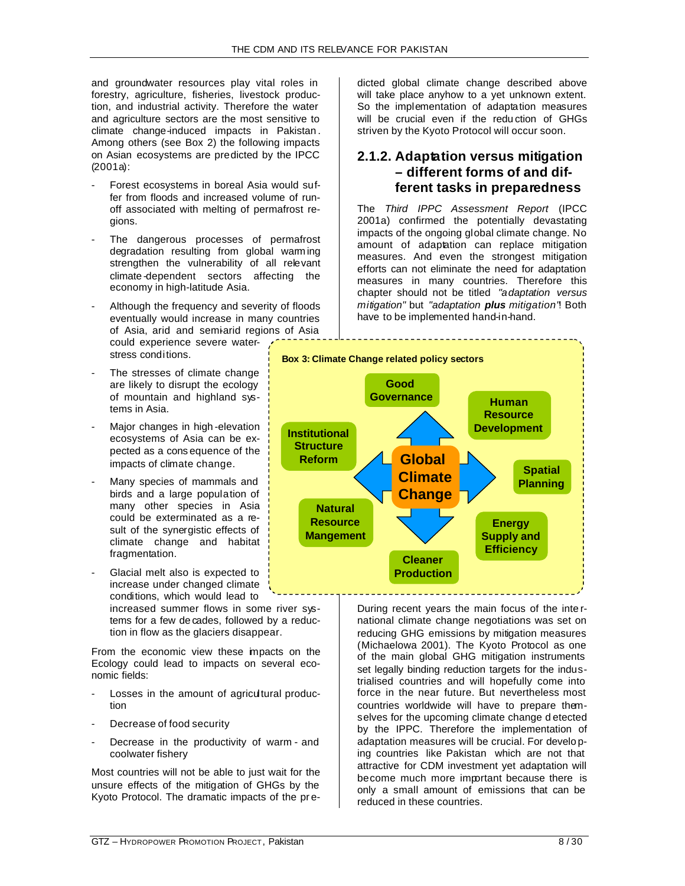and groundwater resources play vital roles in forestry, agriculture, fisheries, livestock production, and industrial activity. Therefore the water and agriculture sectors are the most sensitive to climate change-induced impacts in Pakistan. Among others (see Box 2) the following impacts on Asian ecosystems are predicted by the IPCC (2001a):

- Forest ecosystems in boreal Asia would suffer from floods and increased volume of runoff associated with melting of permafrost regions.
- The dangerous processes of permafrost degradation resulting from global warming strengthen the vulnerability of all relevant climate-dependent sectors affecting the economy in high-latitude Asia.
- Although the frequency and severity of floods eventually would increase in many countries of Asia, arid and semi-arid regions of Asia could experience severe water-stress conditions.
- The stresses of climate change are likely to disrupt the ecology of mountain and highland systems in Asia.
- Major changes in high-elevation ecosystems of Asia can be expected as a consequence of the impacts of climate change.
- Many species of mammals and birds and a large population of many other species in Asia could be exterminated as a result of the synergistic effects of climate change and habitat fragmentation.
- Glacial melt also is expected to increase under changed climate conditions, which would lead to increased summer flows in some river systems for a few decades, followed by a reduction in flow as the glaciers disappear.

From the economic view these impacts on the Ecology could lead to impacts on several economic fields:

- Losses in the amount of agricultural production
- Decrease of food security
- Decrease in the productivity of warm - and coolwater fishery

Most countries will not be able to just wait for the unsure effects of the mitigation of GHGs by the Kyoto Protocol. The dramatic impacts of the predicted global climate change described above will take place anyhow to a yet unknown extent. So the implementation of adaptation measures will be crucial even if the reduction of GHGs striven by the Kyoto Protocol will occur soon.

### 2.1.2. Adaptation versus mitigation – different forms of and different tasks in preparedness

The *Third IPPC Assessment Report* (IPCC 2001a) confirmed the potentially devastating impacts of the ongoing global climate change. No amount of adaptation can replace mitigation measures. And even the strongest mitigation efforts can not eliminate the need for adaptation measures in many countries. Therefore this chapter should not be titled *"adaptation versus mitigation"* but *"adaptation **plus** mitigation"*! Both have to be implemented hand-in-hand.

**Box 3: Climate Change related policy sectors**

- Global Climate Change
  - Good Governance
  - Human Resource Development
  - Spatial Planning
  - Energy Supply and Efficiency
  - Cleaner Production
  - Natural Resource Mangement
  - Institutional Structure Reform

During recent years the main focus of the international climate change negotiations was set on reducing GHG emissions by mitigation measures (Michaelowa 2001). The Kyoto Protocol as one of the main global GHG mitigation instruments set legally binding reduction targets for the industrialised countries and will hopefully come into force in the near future. But nevertheless most countries worldwide will have to prepare themselves for the upcoming climate change detected by the IPPC. Therefore the implementation of adaptation measures will be crucial. For developing countries like Pakistan which are not that attractive for CDM investment yet adaptation will become much more important because there is only a small amount of emissions that can be reduced in these countries.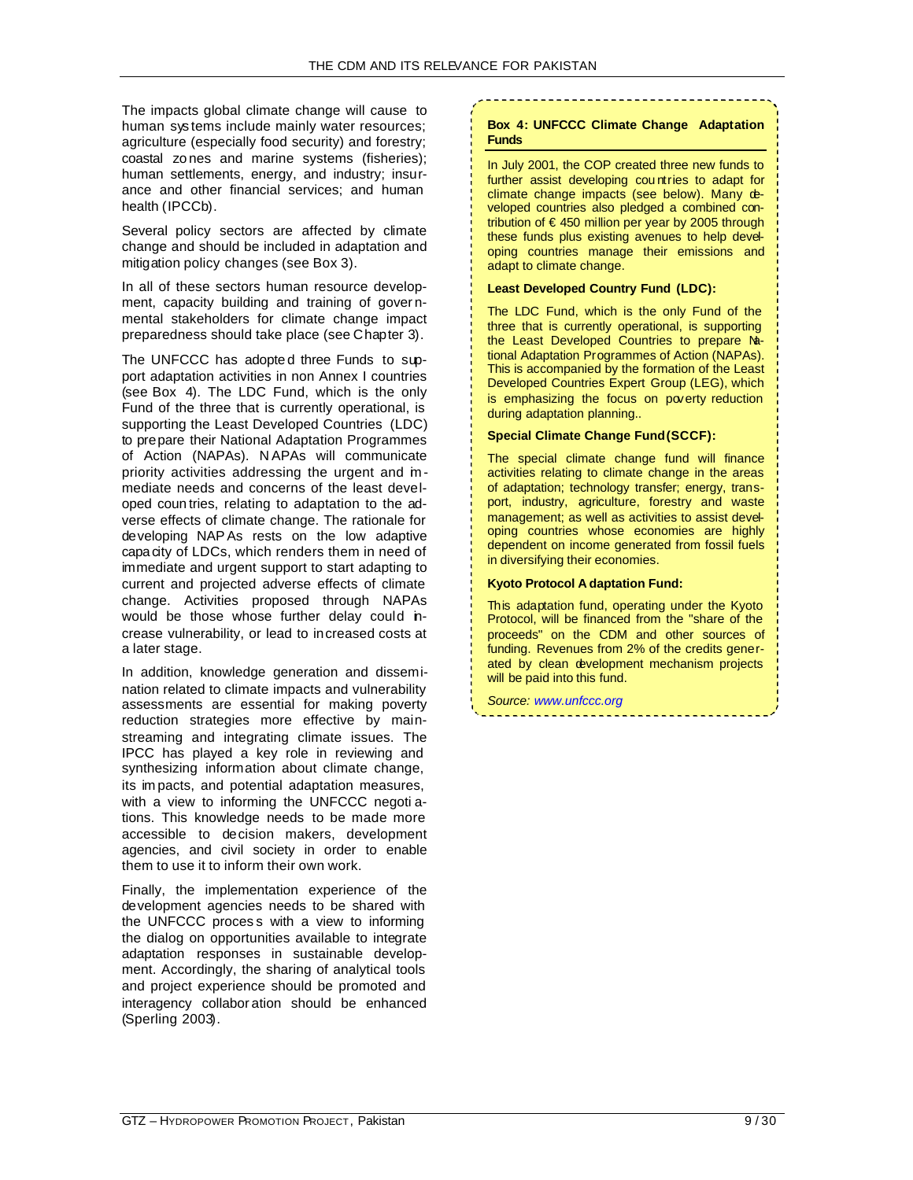The impacts global climate change will cause to human systems include mainly water resources; agriculture (especially food security) and forestry; coastal zones and marine systems (fisheries); human settlements, energy, and industry; insurance and other financial services; and human health (IPCCb).

Several policy sectors are affected by climate change and should be included in adaptation and mitigation policy changes (see Box 3).

In all of these sectors human resource development, capacity building and training of governmental stakeholders for climate change impact preparedness should take place (see Chapter 3).

The UNFCCC has adopted three Funds to support adaptation activities in non Annex I countries (see Box 4). The LDC Fund, which is the only Fund of the three that is currently operational, is supporting the Least Developed Countries (LDC) to prepare their National Adaptation Programmes of Action (NAPAs). NAPAs will communicate priority activities addressing the urgent and immediate needs and concerns of the least developed countries, relating to adaptation to the adverse effects of climate change. The rationale for developing NAPAs rests on the low adaptive capacity of LDCs, which renders them in need of immediate and urgent support to start adapting to current and projected adverse effects of climate change. Activities proposed through NAPAs would be those whose further delay could increase vulnerability, or lead to increased costs at a later stage.

In addition, knowledge generation and dissemination related to climate impacts and vulnerability assessments are essential for making poverty reduction strategies more effective by mainstreaming and integrating climate issues. The IPCC has played a key role in reviewing and synthesizing information about climate change, its impacts, and potential adaptation measures, with a view to informing the UNFCCC negotiations. This knowledge needs to be made more accessible to decision makers, development agencies, and civil society in order to enable them to use it to inform their own work.

Finally, the implementation experience of the development agencies needs to be shared with the UNFCCC process with a view to informing the dialog on opportunities available to integrate adaptation responses in sustainable development. Accordingly, the sharing of analytical tools and project experience should be promoted and interagency collaboration should be enhanced (Sperling 2003).

**Box 4: UNFCCC Climate Change Adaptation Funds**

In July 2001, the COP created three new funds to further assist developing countries to adapt for climate change impacts (see below). Many developed countries also pledged a combined contribution of € 450 million per year by 2005 through these funds plus existing avenues to help developing countries manage their emissions and adapt to climate change.

**Least Developed Country Fund (LDC):**

The LDC Fund, which is the only Fund of the three that is currently operational, is supporting the Least Developed Countries to prepare National Adaptation Programmes of Action (NAPAs). This is accompanied by the formation of the Least Developed Countries Expert Group (LEG), which is emphasizing the focus on poverty reduction during adaptation planning..

**Special Climate Change Fund (SCCF):**

The special climate change fund will finance activities relating to climate change in the areas of adaptation; technology transfer; energy, transport, industry, agriculture, forestry and waste management; as well as activities to assist developing countries whose economies are highly dependent on income generated from fossil fuels in diversifying their economies.

**Kyoto Protocol Adaptation Fund:**

This adaptation fund, operating under the Kyoto Protocol, will be financed from the "share of the proceeds" on the CDM and other sources of funding. Revenues from 2% of the credits generated by clean development mechanism projects will be paid into this fund.

*Source: www.unfccc.org*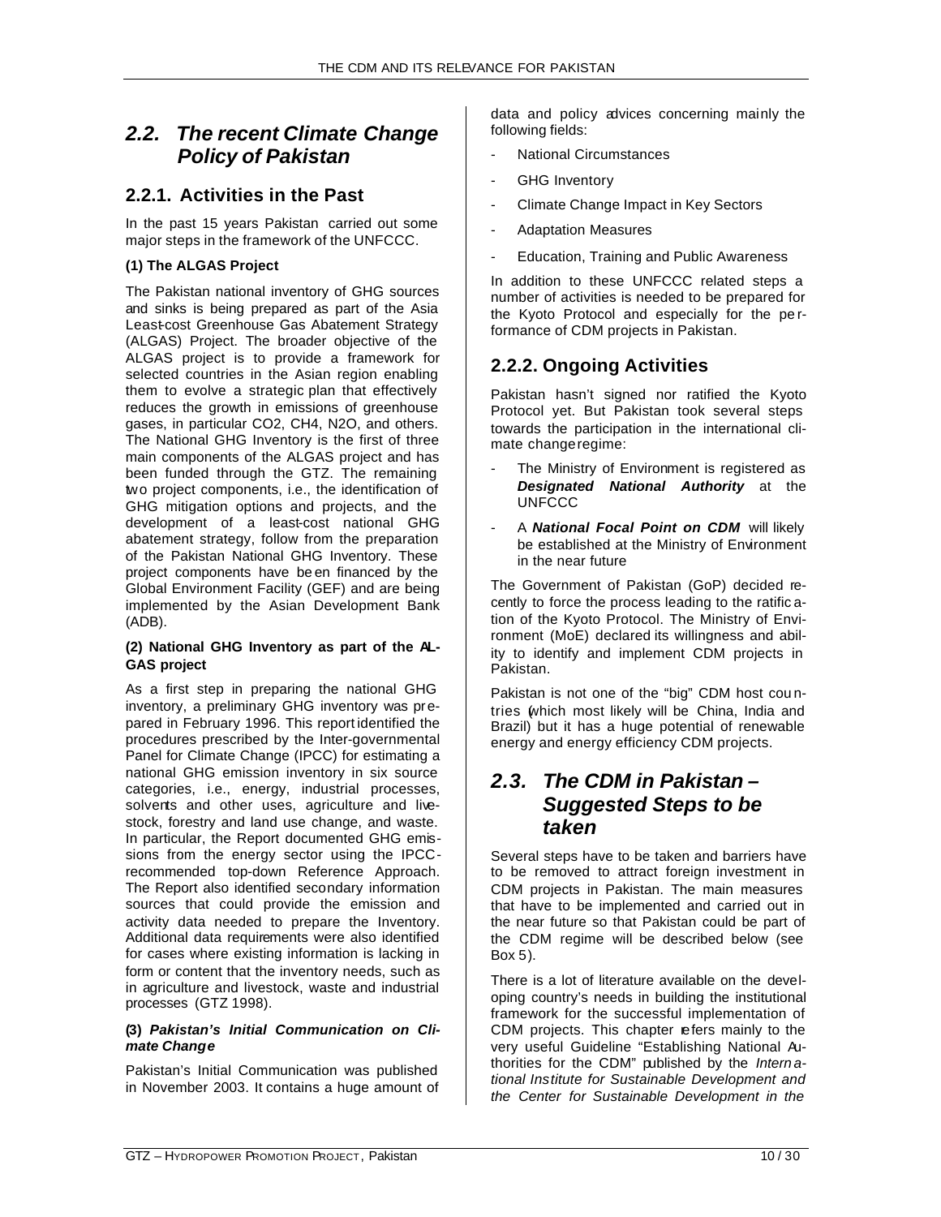## *2.2. The recent Climate Change Policy of Pakistan*

### 2.2.1. Activities in the Past

In the past 15 years Pakistan carried out some major steps in the framework of the UNFCCC.

**(1) The ALGAS Project**

The Pakistan national inventory of GHG sources and sinks is being prepared as part of the Asia Least-cost Greenhouse Gas Abatement Strategy (ALGAS) Project. The broader objective of the ALGAS project is to provide a framework for selected countries in the Asian region enabling them to evolve a strategic plan that effectively reduces the growth in emissions of greenhouse gases, in particular CO2, CH4, N2O, and others. The National GHG Inventory is the first of three main components of the ALGAS project and has been funded through the GTZ. The remaining two project components, i.e., the identification of GHG mitigation options and projects, and the development of a least-cost national GHG abatement strategy, follow from the preparation of the Pakistan National GHG Inventory. These project components have been financed by the Global Environment Facility (GEF) and are being implemented by the Asian Development Bank (ADB).

**(2) National GHG Inventory as part of the ALGAS project**

As a first step in preparing the national GHG inventory, a preliminary GHG inventory was prepared in February 1996. This report identified the procedures prescribed by the Inter-governmental Panel for Climate Change (IPCC) for estimating a national GHG emission inventory in six source categories, i.e., energy, industrial processes, solvents and other uses, agriculture and livestock, forestry and land use change, and waste. In particular, the Report documented GHG emissions from the energy sector using the IPCC-recommended top-down Reference Approach. The Report also identified secondary information sources that could provide the emission and activity data needed to prepare the Inventory. Additional data requirements were also identified for cases where existing information is lacking in form or content that the inventory needs, such as in agriculture and livestock, waste and industrial processes (GTZ 1998).

**(3) *Pakistan's Initial Communication on Climate Change***

Pakistan's Initial Communication was published in November 2003. It contains a huge amount of data and policy advices concerning mainly the following fields:

- National Circumstances
- GHG Inventory
- Climate Change Impact in Key Sectors
- Adaptation Measures
- Education, Training and Public Awareness

In addition to these UNFCCC related steps a number of activities is needed to be prepared for the Kyoto Protocol and especially for the performance of CDM projects in Pakistan.

### 2.2.2. Ongoing Activities

Pakistan hasn't signed nor ratified the Kyoto Protocol yet. But Pakistan took several steps towards the participation in the international climate change regime:

- The Ministry of Environment is registered as ***Designated National Authority*** at the UNFCCC
- A ***National Focal Point on CDM*** will likely be established at the Ministry of Environment in the near future

The Government of Pakistan (GoP) decided recently to force the process leading to the ratification of the Kyoto Protocol. The Ministry of Environment (MoE) declared its willingness and ability to identify and implement CDM projects in Pakistan.

Pakistan is not one of the "big" CDM host countries (which most likely will be China, India and Brazil) but it has a huge potential of renewable energy and energy efficiency CDM projects.

## *2.3. The CDM in Pakistan – Suggested Steps to be taken*

Several steps have to be taken and barriers have to be removed to attract foreign investment in CDM projects in Pakistan. The main measures that have to be implemented and carried out in the near future so that Pakistan could be part of the CDM regime will be described below (see Box 5).

There is a lot of literature available on the developing country's needs in building the institutional framework for the successful implementation of CDM projects. This chapter refers mainly to the very useful Guideline "Establishing National Authorities for the CDM" published by the *International Institute for Sustainable Development and the Center for Sustainable Development in the*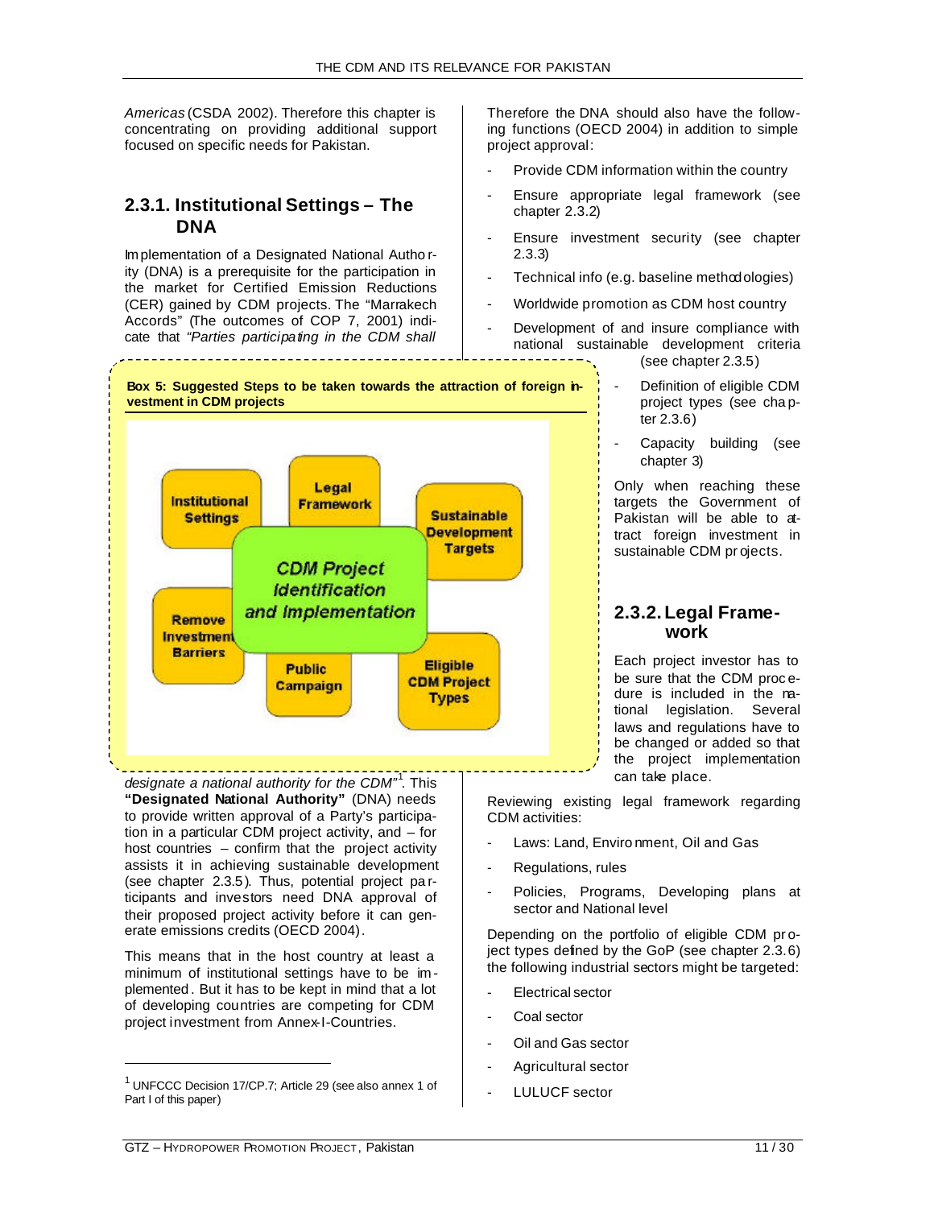*Americas* (CSDA 2002). Therefore this chapter is concentrating on providing additional support focused on specific needs for Pakistan.

### 2.3.1. Institutional Settings – The DNA

Implementation of a Designated National Authority (DNA) is a prerequisite for the participation in the market for Certified Emission Reductions (CER) gained by CDM projects. The "Marrakech Accords" (The outcomes of COP 7, 2001) indicate that *"Parties participating in the CDM shall designate a national authority for the CDM"*[1]. This **"Designated National Authority"** (DNA) needs to provide written approval of a Party's participation in a particular CDM project activity, and – for host countries – confirm that the project activity assists it in achieving sustainable development (see chapter 2.3.5). Thus, potential participants and investors need DNA approval of their proposed project activity before it can generate emissions credits (OECD 2004).

This means that in the host country at least a minimum of institutional settings have to be implemented. But it has to be kept in mind that a lot of developing countries are competing for CDM project investment from Annex-I-Countries.

**Box 5: Suggested Steps to be taken towards the attraction of foreign investment in CDM projects**

- CDM Project Identification and Implementation
  - Institutional Settings
  - Legal Framework
  - Sustainable Development Targets
  - Eligible CDM Project Types
  - Public Campaign
  - Remove Investment Barriers

Therefore the DNA should also have the following functions (OECD 2004) in addition to simple project approval:

- Provide CDM information within the country
- Ensure appropriate legal framework (see chapter 2.3.2)
- Ensure investment security (see chapter 2.3.3)
- Technical info (e.g. baseline methodologies)
- Worldwide promotion as CDM host country
- Development of and insure compliance with national sustainable development criteria (see chapter 2.3.5)
- Definition of eligible CDM project types (see chapter 2.3.6)
- Capacity building (see chapter 3)

Only when reaching these targets the Government of Pakistan will be able to attract foreign investment in sustainable CDM projects.

### 2.3.2. Legal Framework

Each project investor has to be sure that the CDM procedure is included in the national legislation. Several laws and regulations have to be changed or added so that the project implementation can take place.

Reviewing existing legal framework regarding CDM activities:

- Laws: Land, Environment, Oil and Gas
- Regulations, rules
- Policies, Programs, Developing plans at sector and National level

Depending on the portfolio of eligible CDM project types defined by the GoP (see chapter 2.3.6) the following industrial sectors might be targeted:

- Electrical sector
- Coal sector
- Oil and Gas sector
- Agricultural sector
- LULUCF sector

[1] UNFCCC Decision 17/CP.7; Article 29 (see also annex 1 of Part I of this paper)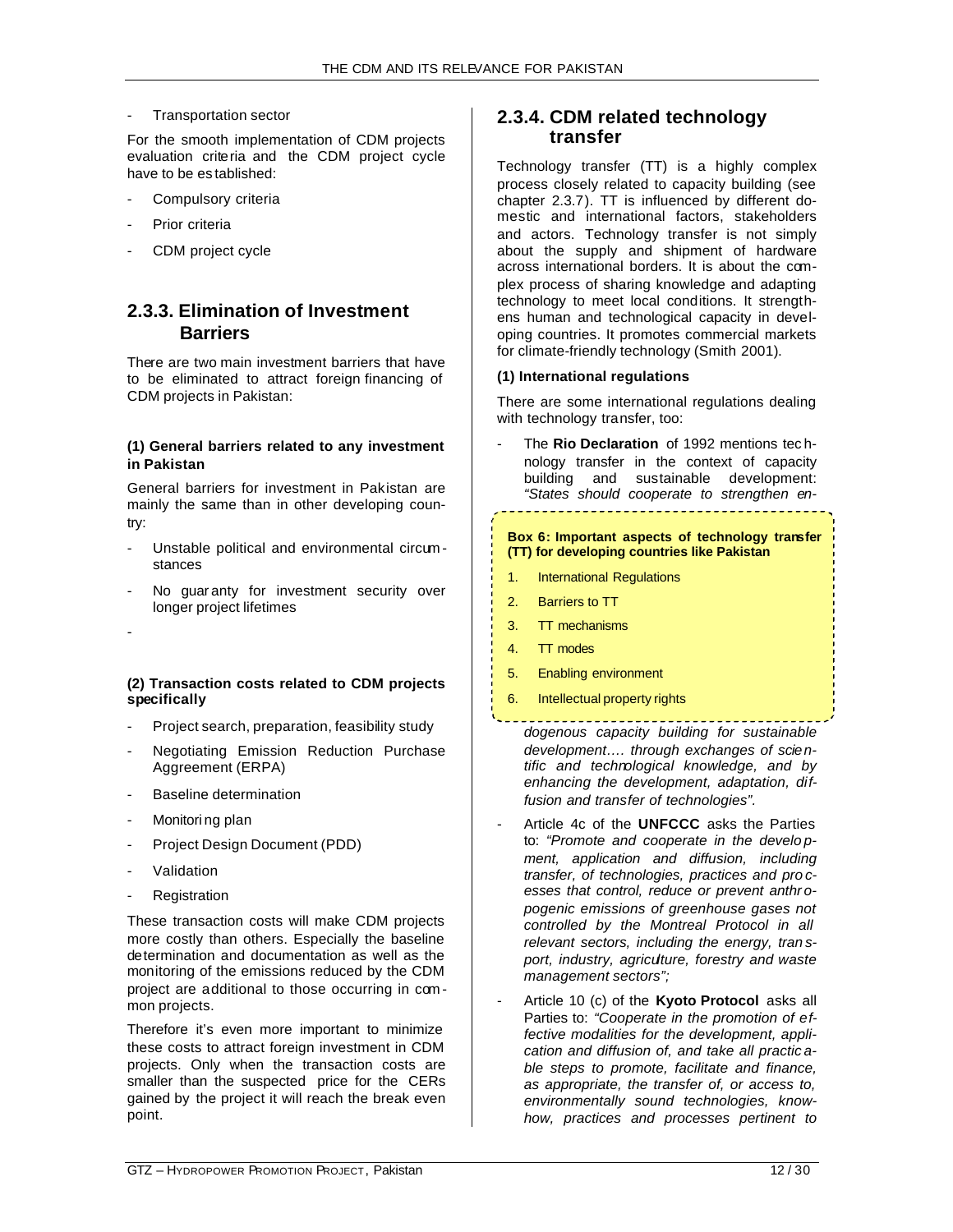- Transportation sector

For the smooth implementation of CDM projects evaluation criteria and the CDM project cycle have to be established:

- Compulsory criteria
- Prior criteria
- CDM project cycle

## 2.3.3. Elimination of Investment Barriers

There are two main investment barriers that have to be eliminated to attract foreign financing of CDM projects in Pakistan:

**(1) General barriers related to any investment in Pakistan**

General barriers for investment in Pakistan are mainly the same than in other developing country:

- Unstable political and environmental circumstances
- No guaranty for investment security over longer project lifetimes
-

**(2) Transaction costs related to CDM projects specifically**

- Project search, preparation, feasibility study
- Negotiating Emission Reduction Purchase Aggreement (ERPA)
- Baseline determination
- Monitoring plan
- Project Design Document (PDD)
- Validation
- Registration

These transaction costs will make CDM projects more costly than others. Especially the baseline determination and documentation as well as the monitoring of the emissions reduced by the CDM project are additional to those occurring in common projects.

Therefore it's even more important to minimize these costs to attract foreign investment in CDM projects. Only when the transaction costs are smaller than the suspected price for the CERs gained by the project it will reach the break even point.

## 2.3.4. CDM related technology transfer

Technology transfer (TT) is a highly complex process closely related to capacity building (see chapter 2.3.7). TT is influenced by different domestic and international factors, stakeholders and actors. Technology transfer is not simply about the supply and shipment of hardware across international borders. It is about the complex process of sharing knowledge and adapting technology to meet local conditions. It strengthens human and technological capacity in developing countries. It promotes commercial markets for climate-friendly technology (Smith 2001).

**(1) International regulations**

There are some international regulations dealing with technology transfer, too:

- The **Rio Declaration** of 1992 mentions technology transfer in the context of capacity building and sustainable development: *"States should cooperate to strengthen endogenous capacity building for sustainable development…. through exchanges of scientific and technological knowledge, and by enhancing the development, adaptation, diffusion and transfer of technologies".*
- Article 4c of the **UNFCCC** asks the Parties to: *"Promote and cooperate in the development, application and diffusion, including transfer, of technologies, practices and processes that control, reduce or prevent anthropogenic emissions of greenhouse gases not controlled by the Montreal Protocol in all relevant sectors, including the energy, transport, industry, agriculture, forestry and waste management sectors";*
- Article 10 (c) of the **Kyoto Protocol** asks all Parties to: *"Cooperate in the promotion of effective modalities for the development, application and diffusion of, and take all practicable steps to promote, facilitate and finance, as appropriate, the transfer of, or access to, environmentally sound technologies, knowhow, practices and processes pertinent to*

**Box 6: Important aspects of technology transfer (TT) for developing countries like Pakistan**

1. International Regulations
2. Barriers to TT
3. TT mechanisms
4. TT modes
5. Enabling environment
6. Intellectual property rights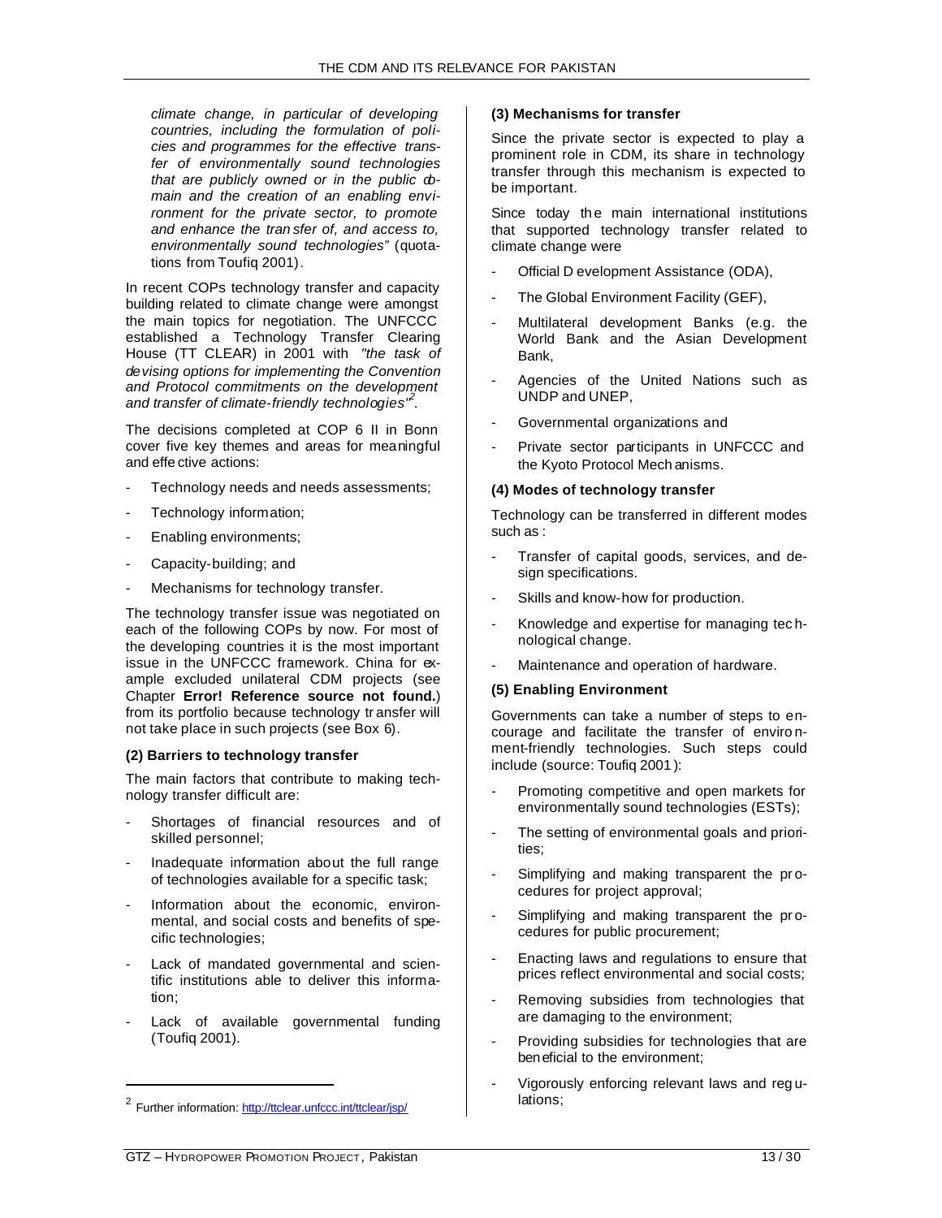*climate change, in particular of developing countries, including the formulation of policies and programmes for the effective transfer of environmentally sound technologies that are publicly owned or in the public domain and the creation of an enabling environment for the private sector, to promote and enhance the transfer of, and access to, environmentally sound technologies"* (quotations from Toufiq 2001).

In recent COPs technology transfer and capacity building related to climate change were amongst the main topics for negotiation. The UNFCCC established a Technology Transfer Clearing House (TT CLEAR) in 2001 with *"the task of devising options for implementing the Convention and Protocol commitments on the development and transfer of climate-friendly technologies"*[2].

The decisions completed at COP 6 II in Bonn cover five key themes and areas for meaningful and effective actions:

- Technology needs and needs assessments;
- Technology information;
- Enabling environments;
- Capacity-building; and
- Mechanisms for technology transfer.

The technology transfer issue was negotiated on each of the following COPs by now. For most of the developing countries it is the most important issue in the UNFCCC framework. China for example excluded unilateral CDM projects (see Chapter **Error! Reference source not found.**) from its portfolio because technology transfer will not take place in such projects (see Box 6).

**(2) Barriers to technology transfer**

The main factors that contribute to making technology transfer difficult are:

- Shortages of financial resources and of skilled personnel;
- Inadequate information about the full range of technologies available for a specific task;
- Information about the economic, environmental, and social costs and benefits of specific technologies;
- Lack of mandated governmental and scientific institutions able to deliver this information;
- Lack of available governmental funding (Toufiq 2001).

**(3) Mechanisms for transfer**

Since the private sector is expected to play a prominent role in CDM, its share in technology transfer through this mechanism is expected to be important.

Since today the main international institutions that supported technology transfer related to climate change were

- Official Development Assistance (ODA),
- The Global Environment Facility (GEF),
- Multilateral development Banks (e.g. the World Bank and the Asian Development Bank,
- Agencies of the United Nations such as UNDP and UNEP,
- Governmental organizations and
- Private sector participants in UNFCCC and the Kyoto Protocol Mechanisms.

**(4) Modes of technology transfer**

Technology can be transferred in different modes such as :

- Transfer of capital goods, services, and design specifications.
- Skills and know-how for production.
- Knowledge and expertise for managing technological change.
- Maintenance and operation of hardware.

**(5) Enabling Environment**

Governments can take a number of steps to encourage and facilitate the transfer of environment-friendly technologies. Such steps could include (source: Toufiq 2001):

- Promoting competitive and open markets for environmentally sound technologies (ESTs);
- The setting of environmental goals and priorities;
- Simplifying and making transparent the procedures for project approval;
- Simplifying and making transparent the procedures for public procurement;
- Enacting laws and regulations to ensure that prices reflect environmental and social costs;
- Removing subsidies from technologies that are damaging to the environment;
- Providing subsidies for technologies that are beneficial to the environment;
- Vigorously enforcing relevant laws and regulations;

[2] Further information: http://ttclear.unfccc.int/ttclear/jsp/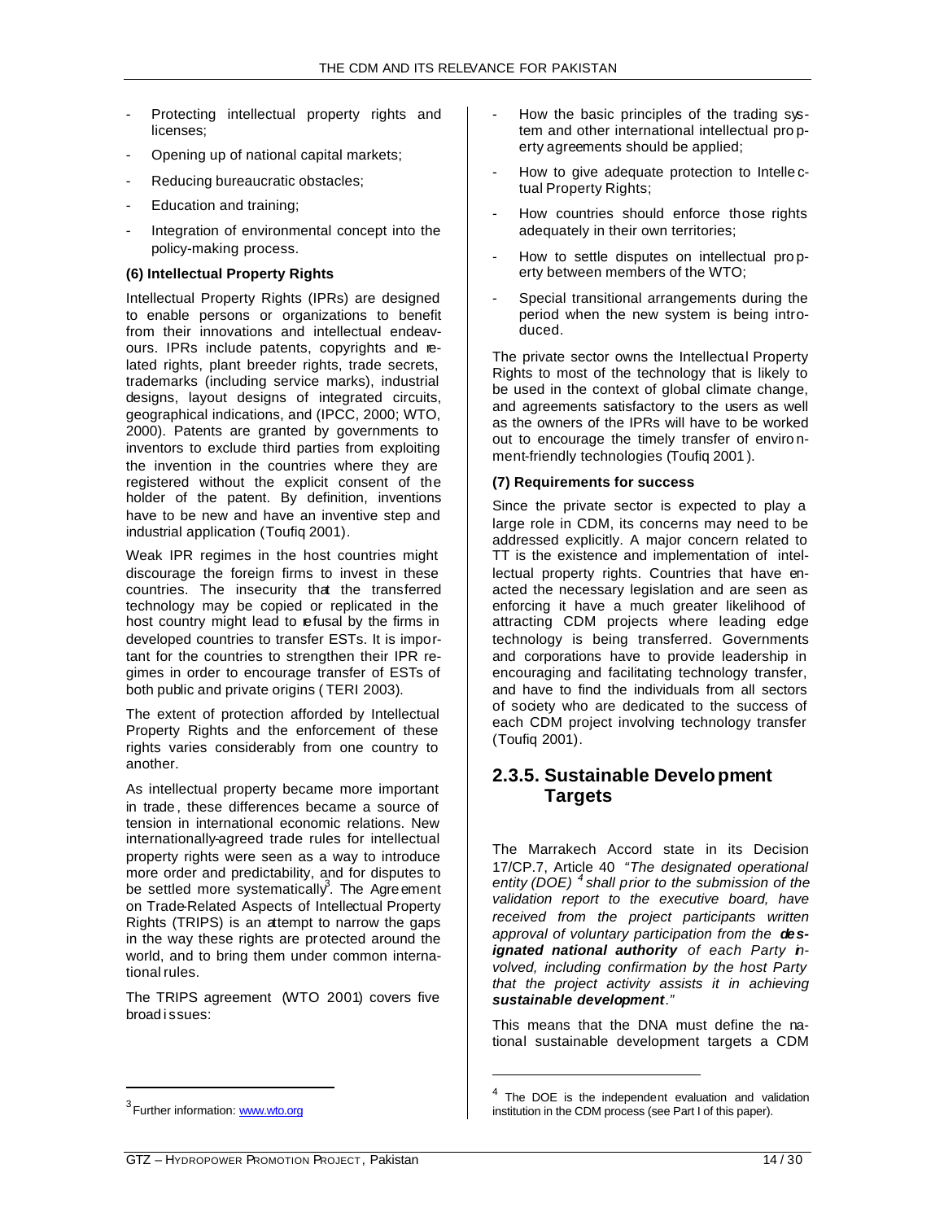- Protecting intellectual property rights and licenses;
- Opening up of national capital markets;
- Reducing bureaucratic obstacles;
- Education and training;
- Integration of environmental concept into the policy-making process.

**(6) Intellectual Property Rights**

Intellectual Property Rights (IPRs) are designed to enable persons or organizations to benefit from their innovations and intellectual endeavours. IPRs include patents, copyrights and related rights, plant breeder rights, trade secrets, trademarks (including service marks), industrial designs, layout designs of integrated circuits, geographical indications, and (IPCC, 2000; WTO, 2000). Patents are granted by governments to inventors to exclude third parties from exploiting the invention in the countries where they are registered without the explicit consent of the holder of the patent. By definition, inventions have to be new and have an inventive step and industrial application (Toufiq 2001).

Weak IPR regimes in the host countries might discourage the foreign firms to invest in these countries. The insecurity that the transferred technology may be copied or replicated in the host country might lead to refusal by the firms in developed countries to transfer ESTs. It is important for the countries to strengthen their IPR regimes in order to encourage transfer of ESTs of both public and private origins (TERI 2003).

The extent of protection afforded by Intellectual Property Rights and the enforcement of these rights varies considerably from one country to another.

As intellectual property became more important in trade, these differences became a source of tension in international economic relations. New internationally-agreed trade rules for intellectual property rights were seen as a way to introduce more order and predictability, and for disputes to be settled more systematically[3]. The Agreement on Trade-Related Aspects of Intellectual Property Rights (TRIPS) is an attempt to narrow the gaps in the way these rights are protected around the world, and to bring them under common international rules.

The TRIPS agreement (WTO 2001) covers five broad issues:

- How the basic principles of the trading system and other international intellectual property agreements should be applied;
- How to give adequate protection to Intellectual Property Rights;
- How countries should enforce those rights adequately in their own territories;
- How to settle disputes on intellectual property between members of the WTO;
- Special transitional arrangements during the period when the new system is being introduced.

The private sector owns the Intellectual Property Rights to most of the technology that is likely to be used in the context of global climate change, and agreements satisfactory to the users as well as the owners of the IPRs will have to be worked out to encourage the timely transfer of environment-friendly technologies (Toufiq 2001).

**(7) Requirements for success**

Since the private sector is expected to play a large role in CDM, its concerns may need to be addressed explicitly. A major concern related to TT is the existence and implementation of intellectual property rights. Countries that have enacted the necessary legislation and are seen as enforcing it have a much greater likelihood of attracting CDM projects where leading edge technology is being transferred. Governments and corporations have to provide leadership in encouraging and facilitating technology transfer, and have to find the individuals from all sectors of society who are dedicated to the success of each CDM project involving technology transfer (Toufiq 2001).

## 2.3.5. Sustainable Development Targets

The Marrakech Accord state in its Decision 17/CP.7, Article 40 *"The designated operational entity (DOE) [4] shall prior to the submission of the validation report to the executive board, have received from the project participants written approval of voluntary participation from the **designated national authority** of each Party involved, including confirmation by the host Party that the project activity assists it in achieving **sustainable development**."*

This means that the DNA must define the national sustainable development targets a CDM

---

[3] Further information: www.wto.org

[4] The DOE is the independent evaluation and validation institution in the CDM process (see Part I of this paper).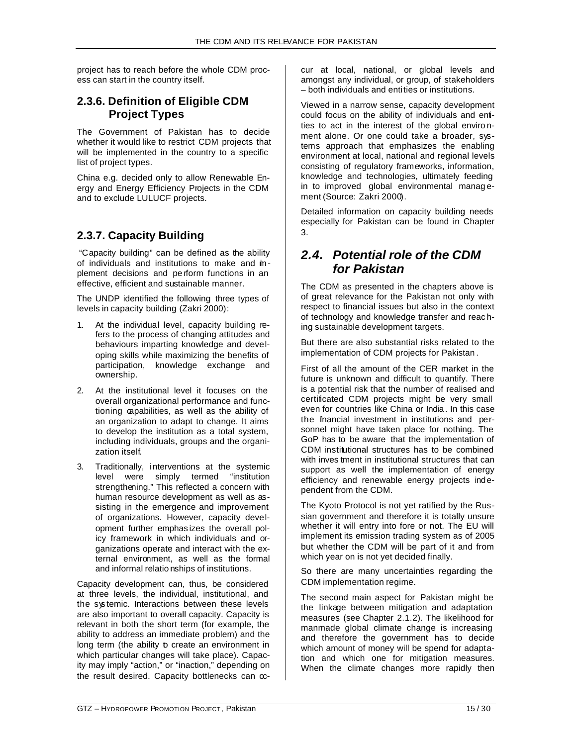project has to reach before the whole CDM process can start in the country itself.

### 2.3.6. Definition of Eligible CDM Project Types

The Government of Pakistan has to decide whether it would like to restrict CDM projects that will be implemented in the country to a specific list of project types.

China e.g. decided only to allow Renewable Energy and Energy Efficiency Projects in the CDM and to exclude LULUCF projects.

### 2.3.7. Capacity Building

"Capacity building" can be defined as the ability of individuals and institutions to make and implement decisions and perform functions in an effective, efficient and sustainable manner.

The UNDP identified the following three types of levels in capacity building (Zakri 2000):

1. At the individual level, capacity building refers to the process of changing attitudes and behaviours imparting knowledge and developing skills while maximizing the benefits of participation, knowledge exchange and ownership.
2. At the institutional level it focuses on the overall organizational performance and functioning capabilities, as well as the ability of an organization to adapt to change. It aims to develop the institution as a total system, including individuals, groups and the organization itself.
3. Traditionally, interventions at the systemic level were simply termed "institution strengthening." This reflected a concern with human resource development as well as assisting in the emergence and improvement of organizations. However, capacity development further emphasizes the overall policy framework in which individuals and organizations operate and interact with the external environment, as well as the formal and informal relationships of institutions.

Capacity development can, thus, be considered at three levels, the individual, institutional, and the systemic. Interactions between these levels are also important to overall capacity. Capacity is relevant in both the short term (for example, the ability to address an immediate problem) and the long term (the ability to create an environment in which particular changes will take place). Capacity may imply "action," or "inaction," depending on the result desired. Capacity bottlenecks can occur at local, national, or global levels and amongst any individual, or group, of stakeholders – both individuals and entities or institutions.

Viewed in a narrow sense, capacity development could focus on the ability of individuals and entities to act in the interest of the global environment alone. Or one could take a broader, systems approach that emphasizes the enabling environment at local, national and regional levels consisting of regulatory frameworks, information, knowledge and technologies, ultimately feeding in to improved global environmental management (Source: Zakri 2000).

Detailed information on capacity building needs especially for Pakistan can be found in Chapter 3.

## *2.4. Potential role of the CDM for Pakistan*

The CDM as presented in the chapters above is of great relevance for the Pakistan not only with respect to financial issues but also in the context of technology and knowledge transfer and reaching sustainable development targets.

But there are also substantial risks related to the implementation of CDM projects for Pakistan.

First of all the amount of the CER market in the future is unknown and difficult to quantify. There is a potential risk that the number of realised and certificated CDM projects might be very small even for countries like China or India. In this case the financial investment in institutions and personnel might have taken place for nothing. The GoP has to be aware that the implementation of CDM institutional structures has to be combined with investment in institutional structures that can support as well the implementation of energy efficiency and renewable energy projects independent from the CDM.

The Kyoto Protocol is not yet ratified by the Russian government and therefore it is totally unsure whether it will entry into fore or not. The EU will implement its emission trading system as of 2005 but whether the CDM will be part of it and from which year on is not yet decided finally.

So there are many uncertainties regarding the CDM implementation regime.

The second main aspect for Pakistan might be the linkage between mitigation and adaptation measures (see Chapter 2.1.2). The likelihood for manmade global climate change is increasing and therefore the government has to decide which amount of money will be spend for adaptation and which one for mitigation measures. When the climate changes more rapidly then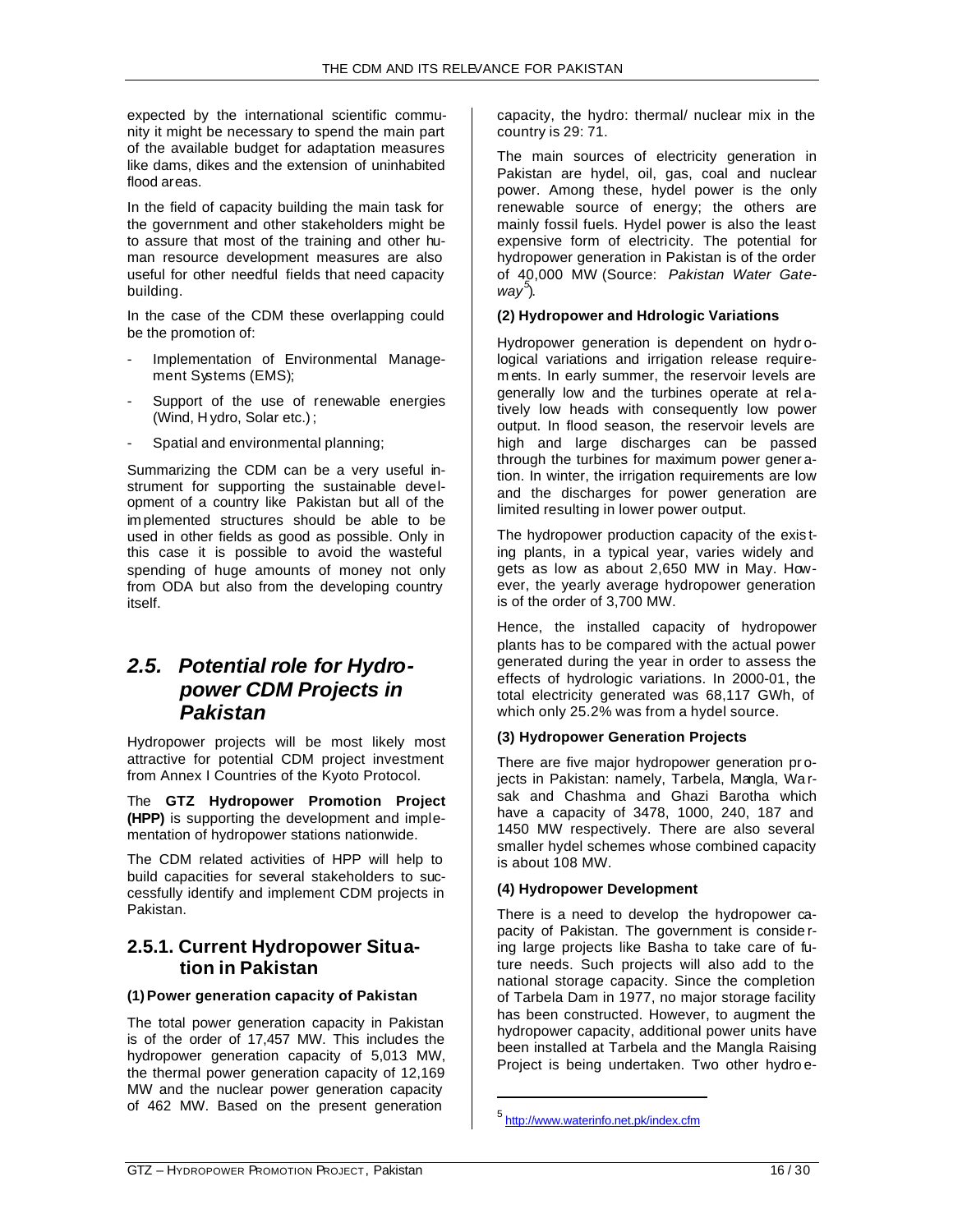expected by the international scientific community it might be necessary to spend the main part of the available budget for adaptation measures like dams, dikes and the extension of uninhabited flood areas.

In the field of capacity building the main task for the government and other stakeholders might be to assure that most of the training and other human resource development measures are also useful for other needful fields that need capacity building.

In the case of the CDM these overlapping could be the promotion of:

- Implementation of Environmental Management Systems (EMS);
- Support of the use of renewable energies (Wind, Hydro, Solar etc.);
- Spatial and environmental planning;

Summarizing the CDM can be a very useful instrument for supporting the sustainable development of a country like Pakistan but all of the implemented structures should be able to be used in other fields as good as possible. Only in this case it is possible to avoid the wasteful spending of huge amounts of money not only from ODA but also from the developing country itself.

## *2.5. Potential role for Hydropower CDM Projects in Pakistan*

Hydropower projects will be most likely most attractive for potential CDM project investment from Annex I Countries of the Kyoto Protocol.

The **GTZ Hydropower Promotion Project (HPP)** is supporting the development and implementation of hydropower stations nationwide.

The CDM related activities of HPP will help to build capacities for several stakeholders to successfully identify and implement CDM projects in Pakistan.

### 2.5.1. Current Hydropower Situation in Pakistan

#### (1) Power generation capacity of Pakistan

The total power generation capacity in Pakistan is of the order of 17,457 MW. This includes the hydropower generation capacity of 5,013 MW, the thermal power generation capacity of 12,169 MW and the nuclear power generation capacity of 462 MW. Based on the present generation capacity, the hydro: thermal/ nuclear mix in the country is 29: 71.

The main sources of electricity generation in Pakistan are hydel, oil, gas, coal and nuclear power. Among these, hydel power is the only renewable source of energy; the others are mainly fossil fuels. Hydel power is also the least expensive form of electricity. The potential for hydropower generation in Pakistan is of the order of 40,000 MW (Source: *Pakistan Water Gateway*[5]).

#### (2) Hydropower and Hdrologic Variations

Hydropower generation is dependent on hydrological variations and irrigation release requirements. In early summer, the reservoir levels are generally low and the turbines operate at relatively low heads with consequently low power output. In flood season, the reservoir levels are high and large discharges can be passed through the turbines for maximum power generation. In winter, the irrigation requirements are low and the discharges for power generation are limited resulting in lower power output.

The hydropower production capacity of the existing plants, in a typical year, varies widely and gets as low as about 2,650 MW in May. However, the yearly average hydropower generation is of the order of 3,700 MW.

Hence, the installed capacity of hydropower plants has to be compared with the actual power generated during the year in order to assess the effects of hydrologic variations. In 2000-01, the total electricity generated was 68,117 GWh, of which only 25.2% was from a hydel source.

#### (3) Hydropower Generation Projects

There are five major hydropower generation projects in Pakistan: namely, Tarbela, Mangla, Warsak and Chashma and Ghazi Barotha which have a capacity of 3478, 1000, 240, 187 and 1450 MW respectively. There are also several smaller hydel schemes whose combined capacity is about 108 MW.

#### (4) Hydropower Development

There is a need to develop the hydropower capacity of Pakistan. The government is considering large projects like Basha to take care of future needs. Such projects will also add to the national storage capacity. Since the completion of Tarbela Dam in 1977, no major storage facility has been constructed. However, to augment the hydropower capacity, additional power units have been installed at Tarbela and the Mangla Raising Project is being undertaken. Two other hydroe-

[5] http://www.waterinfo.net.pk/index.cfm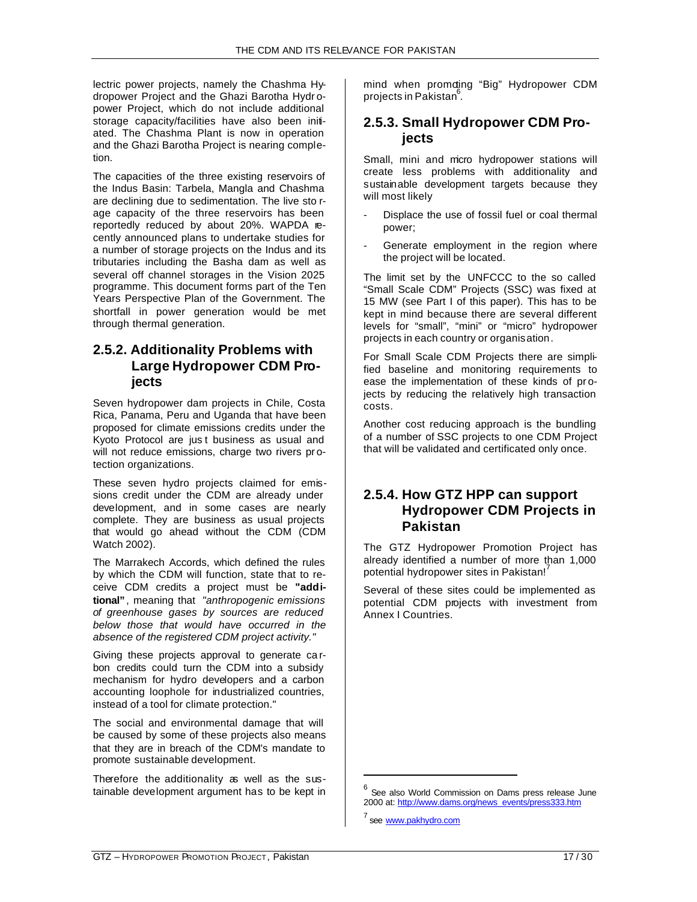lectric power projects, namely the Chashma Hydropower Project and the Ghazi Barotha Hydropower Project, which do not include additional storage capacity/facilities have also been initiated. The Chashma Plant is now in operation and the Ghazi Barotha Project is nearing completion.

The capacities of the three existing reservoirs of the Indus Basin: Tarbela, Mangla and Chashma are declining due to sedimentation. The live storage capacity of the three reservoirs has been reportedly reduced by about 20%. WAPDA recently announced plans to undertake studies for a number of storage projects on the Indus and its tributaries including the Basha dam as well as several off channel storages in the Vision 2025 programme. This document forms part of the Ten Years Perspective Plan of the Government. The shortfall in power generation would be met through thermal generation.

### 2.5.2. Additionality Problems with Large Hydropower CDM Projects

Seven hydropower dam projects in Chile, Costa Rica, Panama, Peru and Uganda that have been proposed for climate emissions credits under the Kyoto Protocol are just business as usual and will not reduce emissions, charge two rivers protection organizations.

These seven hydro projects claimed for emissions credit under the CDM are already under development, and in some cases are nearly complete. They are business as usual projects that would go ahead without the CDM (CDM Watch 2002).

The Marrakech Accords, which defined the rules by which the CDM will function, state that to receive CDM credits a project must be **"additional"**, meaning that *"anthropogenic emissions of greenhouse gases by sources are reduced below those that would have occurred in the absence of the registered CDM project activity."*

Giving these projects approval to generate carbon credits could turn the CDM into a subsidy mechanism for hydro developers and a carbon accounting loophole for industrialized countries, instead of a tool for climate protection."

The social and environmental damage that will be caused by some of these projects also means that they are in breach of the CDM's mandate to promote sustainable development.

Therefore the additionality as well as the sustainable development argument has to be kept in mind when promoting "Big" Hydropower CDM projects in Pakistan[6].

### 2.5.3. Small Hydropower CDM Projects

Small, mini and micro hydropower stations will create less problems with additionality and sustainable development targets because they will most likely

- Displace the use of fossil fuel or coal thermal power;
- Generate employment in the region where the project will be located.

The limit set by the UNFCCC to the so called "Small Scale CDM" Projects (SSC) was fixed at 15 MW (see Part I of this paper). This has to be kept in mind because there are several different levels for "small", "mini" or "micro" hydropower projects in each country or organisation.

For Small Scale CDM Projects there are simplified baseline and monitoring requirements to ease the implementation of these kinds of projects by reducing the relatively high transaction costs.

Another cost reducing approach is the bundling of a number of SSC projects to one CDM Project that will be validated and certificated only once.

### 2.5.4. How GTZ HPP can support Hydropower CDM Projects in Pakistan

The GTZ Hydropower Promotion Project has already identified a number of more than 1,000 potential hydropower sites in Pakistan![7]

Several of these sites could be implemented as potential CDM projects with investment from Annex I Countries.

---

[6] See also World Commission on Dams press release June 2000 at: http://www.dams.org/news_events/press333.htm

[7] see www.pakhydro.com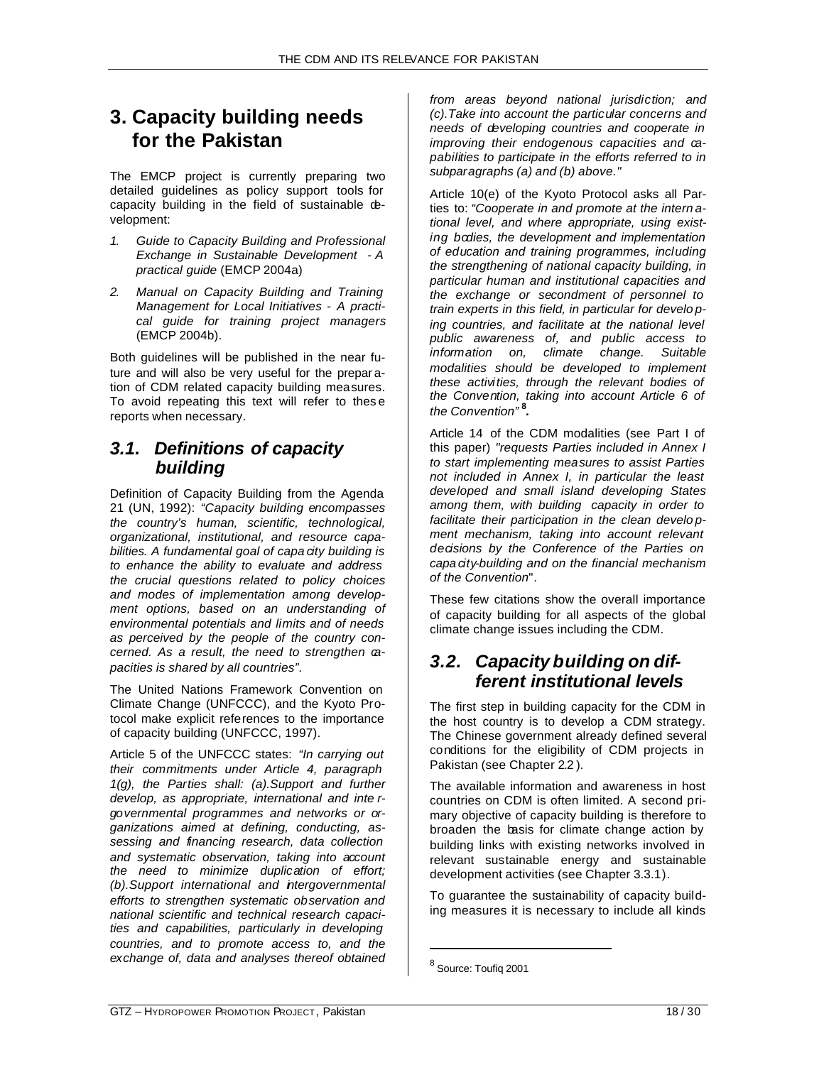# 3. Capacity building needs for the Pakistan

The EMCP project is currently preparing two detailed guidelines as policy support tools for capacity building in the field of sustainable development:

1. *Guide to Capacity Building and Professional Exchange in Sustainable Development - A practical guide* (EMCP 2004a)
2. *Manual on Capacity Building and Training Management for Local Initiatives - A practical guide for training project managers* (EMCP 2004b).

Both guidelines will be published in the near future and will also be very useful for the preparation of CDM related capacity building measures. To avoid repeating this text will refer to these reports when necessary.

## 3.1. Definitions of capacity building

Definition of Capacity Building from the Agenda 21 (UN, 1992): *"Capacity building encompasses the country's human, scientific, technological, organizational, institutional, and resource capabilities. A fundamental goal of capacity building is to enhance the ability to evaluate and address the crucial questions related to policy choices and modes of implementation among development options, based on an understanding of environmental potentials and limits and of needs as perceived by the people of the country concerned. As a result, the need to strengthen capacities is shared by all countries".*

The United Nations Framework Convention on Climate Change (UNFCCC), and the Kyoto Protocol make explicit references to the importance of capacity building (UNFCCC, 1997).

Article 5 of the UNFCCC states: *"In carrying out their commitments under Article 4, paragraph 1(g), the Parties shall: (a).Support and further develop, as appropriate, international and intergovernmental programmes and networks or organizations aimed at defining, conducting, assessing and financing research, data collection and systematic observation, taking into account the need to minimize duplication of effort; (b).Support international and intergovernmental efforts to strengthen systematic observation and national scientific and technical research capacities and capabilities, particularly in developing countries, and to promote access to, and the exchange of, data and analyses thereof obtained from areas beyond national jurisdiction; and (c).Take into account the particular concerns and needs of developing countries and cooperate in improving their endogenous capacities and capabilities to participate in the efforts referred to in subparagraphs (a) and (b) above."*

Article 10(e) of the Kyoto Protocol asks all Parties to: *"Cooperate in and promote at the international level, and where appropriate, using existing bodies, the development and implementation of education and training programmes, including the strengthening of national capacity building, in particular human and institutional capacities and the exchange or secondment of personnel to train experts in this field, in particular for developing countries, and facilitate at the national level public awareness of, and public access to information on, climate change. Suitable modalities should be developed to implement these activities, through the relevant bodies of the Convention, taking into account Article 6 of the Convention"* [8]**.**

Article 14 of the CDM modalities (see Part I of this paper) *"requests Parties included in Annex I to start implementing measures to assist Parties not included in Annex I, in particular the least developed and small island developing States among them, with building capacity in order to facilitate their participation in the clean development mechanism, taking into account relevant decisions by the Conference of the Parties on capacity-building and on the financial mechanism of the Convention*".

These few citations show the overall importance of capacity building for all aspects of the global climate change issues including the CDM.

## 3.2. Capacity building on different institutional levels

The first step in building capacity for the CDM in the host country is to develop a CDM strategy. The Chinese government already defined several conditions for the eligibility of CDM projects in Pakistan (see Chapter 2.2).

The available information and awareness in host countries on CDM is often limited. A second primary objective of capacity building is therefore to broaden the basis for climate change action by building links with existing networks involved in relevant sustainable energy and sustainable development activities (see Chapter 3.3.1).

To guarantee the sustainability of capacity building measures it is necessary to include all kinds

---

[8] Source: Toufiq 2001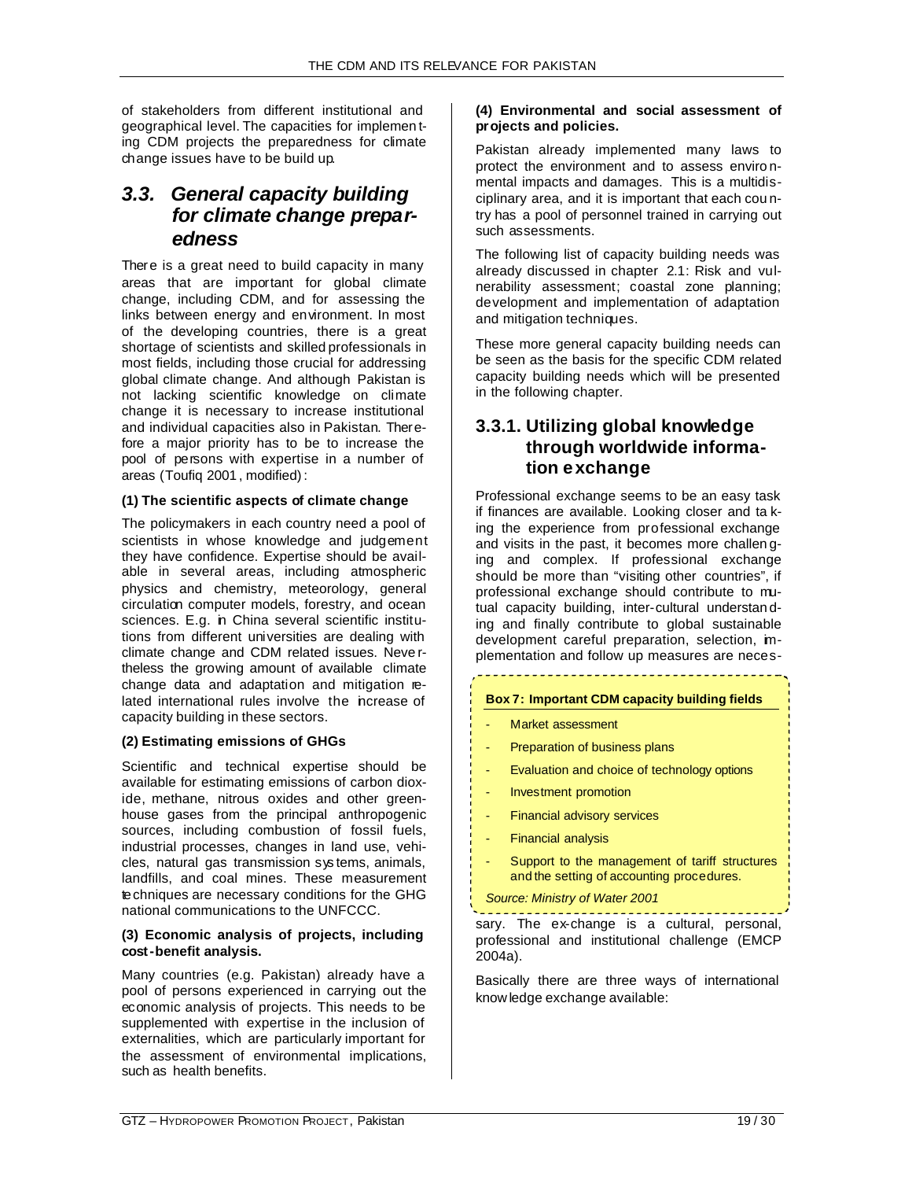of stakeholders from different institutional and geographical level. The capacities for implementing CDM projects the preparedness for climate change issues have to be build up.

## 3.3. General capacity building for climate change preparedness

There is a great need to build capacity in many areas that are important for global climate change, including CDM, and for assessing the links between energy and environment. In most of the developing countries, there is a great shortage of scientists and skilled professionals in most fields, including those crucial for addressing global climate change. And although Pakistan is not lacking scientific knowledge on climate change it is necessary to increase institutional and individual capacities also in Pakistan. Therefore a major priority has to be to increase the pool of persons with expertise in a number of areas (Toufiq 2001, modified):

**(1) The scientific aspects of climate change**

The policymakers in each country need a pool of scientists in whose knowledge and judgement they have confidence. Expertise should be available in several areas, including atmospheric physics and chemistry, meteorology, general circulation computer models, forestry, and ocean sciences. E.g. in China several scientific institutions from different universities are dealing with climate change and CDM related issues. Nevertheless the growing amount of available climate change data and adaptation and mitigation related international rules involve the increase of capacity building in these sectors.

**(2) Estimating emissions of GHGs**

Scientific and technical expertise should be available for estimating emissions of carbon dioxide, methane, nitrous oxides and other greenhouse gases from the principal anthropogenic sources, including combustion of fossil fuels, industrial processes, changes in land use, vehicles, natural gas transmission systems, animals, landfills, and coal mines. These measurement techniques are necessary conditions for the GHG national communications to the UNFCCC.

**(3) Economic analysis of projects, including cost-benefit analysis.**

Many countries (e.g. Pakistan) already have a pool of persons experienced in carrying out the economic analysis of projects. This needs to be supplemented with expertise in the inclusion of externalities, which are particularly important for the assessment of environmental implications, such as health benefits.

**(4) Environmental and social assessment of projects and policies.**

Pakistan already implemented many laws to protect the environment and to assess environmental impacts and damages. This is a multidisciplinary area, and it is important that each country has a pool of personnel trained in carrying out such assessments.

The following list of capacity building needs was already discussed in chapter 2.1: Risk and vulnerability assessment; coastal zone planning; development and implementation of adaptation and mitigation techniques.

These more general capacity building needs can be seen as the basis for the specific CDM related capacity building needs which will be presented in the following chapter.

### 3.3.1. Utilizing global knowledge through worldwide information exchange

Professional exchange seems to be an easy task if finances are available. Looking closer and taking the experience from professional exchange and visits in the past, it becomes more challenging and complex. If professional exchange should be more than "visiting other countries", if professional exchange should contribute to mutual capacity building, inter-cultural understanding and finally contribute to global sustainable development careful preparation, selection, implementation and follow up measures are necessary. The exchange is a cultural, personal, professional and institutional challenge (EMCP 2004a).

Basically there are three ways of international knowledge exchange available:

**Box 7: Important CDM capacity building fields**

- Market assessment
- Preparation of business plans
- Evaluation and choice of technology options
- Investment promotion
- Financial advisory services
- Financial analysis
- Support to the management of tariff structures and the setting of accounting procedures.

*Source: Ministry of Water 2001*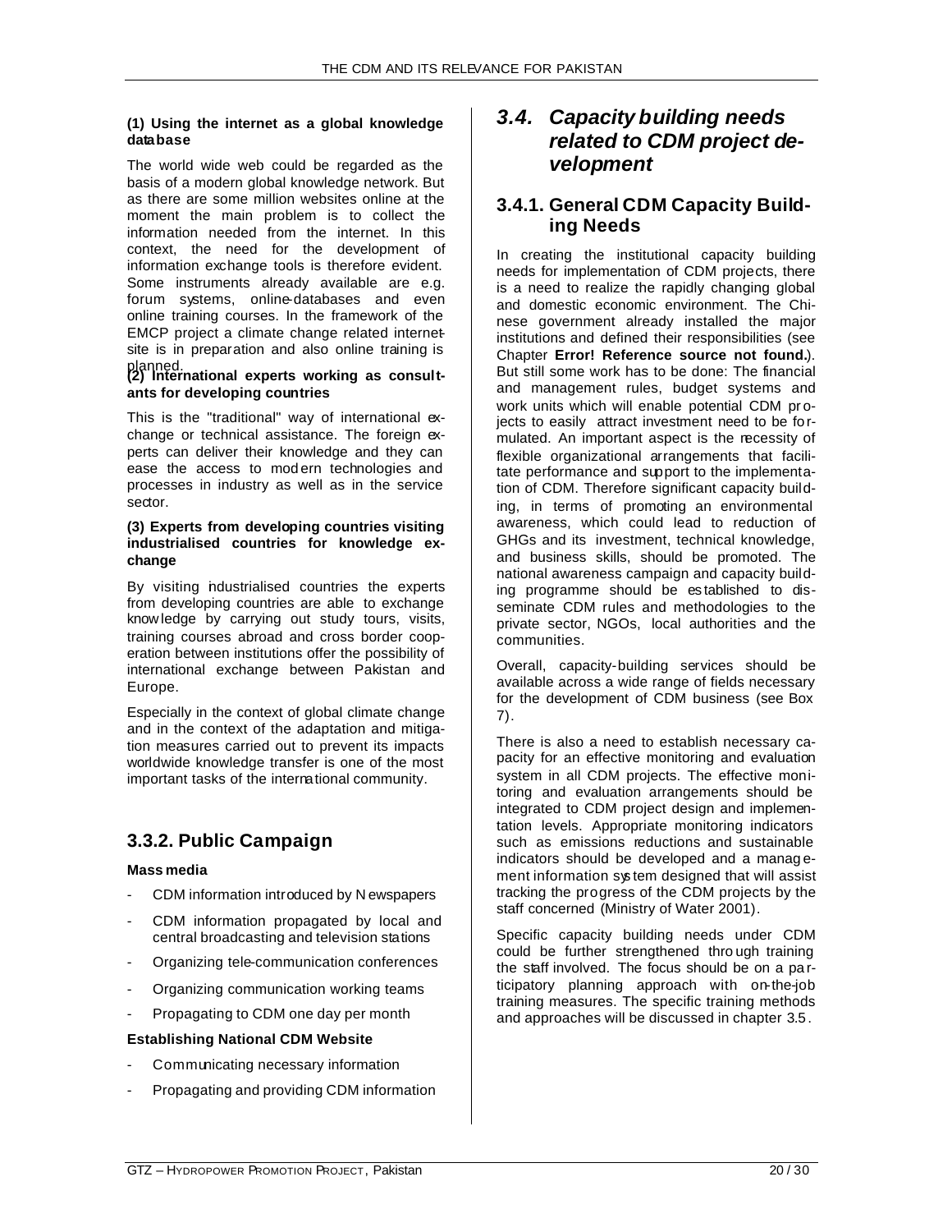**(1) Using the internet as a global knowledge database**

The world wide web could be regarded as the basis of a modern global knowledge network. But as there are some million websites online at the moment the main problem is to collect the information needed from the internet. In this context, the need for the development of information exchange tools is therefore evident. Some instruments already available are e.g. forum systems, online-databases and even online training courses. In the framework of the EMCP project a climate change related internet-site is in preparation and also online training is planned.

**(2) International experts working as consultants for developing countries**

This is the "traditional" way of international exchange or technical assistance. The foreign experts can deliver their knowledge and they can ease the access to modern technologies and processes in industry as well as in the service sector.

**(3) Experts from developing countries visiting industrialised countries for knowledge exchange**

By visiting industrialised countries the experts from developing countries are able to exchange knowledge by carrying out study tours, visits, training courses abroad and cross border cooperation between institutions offer the possibility of international exchange between Pakistan and Europe.

Especially in the context of global climate change and in the context of the adaptation and mitigation measures carried out to prevent its impacts worldwide knowledge transfer is one of the most important tasks of the international community.

## 3.3.2. Public Campaign

**Mass media**

- CDM information introduced by Newspapers
- CDM information propagated by local and central broadcasting and television stations
- Organizing tele-communication conferences
- Organizing communication working teams
- Propagating to CDM one day per month

**Establishing National CDM Website**

- Communicating necessary information
- Propagating and providing CDM information

## *3.4. Capacity building needs related to CDM project development*

### 3.4.1. General CDM Capacity Building Needs

In creating the institutional capacity building needs for implementation of CDM projects, there is a need to realize the rapidly changing global and domestic economic environment. The Chinese government already installed the major institutions and defined their responsibilities (see Chapter **Error! Reference source not found.**). But still some work has to be done: The financial and management rules, budget systems and work units which will enable potential CDM projects to easily attract investment need to be formulated. An important aspect is the necessity of flexible organizational arrangements that facilitate performance and support to the implementation of CDM. Therefore significant capacity building, in terms of promoting an environmental awareness, which could lead to reduction of GHGs and its investment, technical knowledge, and business skills, should be promoted. The national awareness campaign and capacity building programme should be established to disseminate CDM rules and methodologies to the private sector, NGOs, local authorities and the communities.

Overall, capacity-building services should be available across a wide range of fields necessary for the development of CDM business (see Box 7).

There is also a need to establish necessary capacity for an effective monitoring and evaluation system in all CDM projects. The effective monitoring and evaluation arrangements should be integrated to CDM project design and implementation levels. Appropriate monitoring indicators such as emissions reductions and sustainable indicators should be developed and a management information system designed that will assist tracking the progress of the CDM projects by the staff concerned (Ministry of Water 2001).

Specific capacity building needs under CDM could be further strengthened through training the staff involved. The focus should be on a participatory planning approach with on-the-job training measures. The specific training methods and approaches will be discussed in chapter 3.5.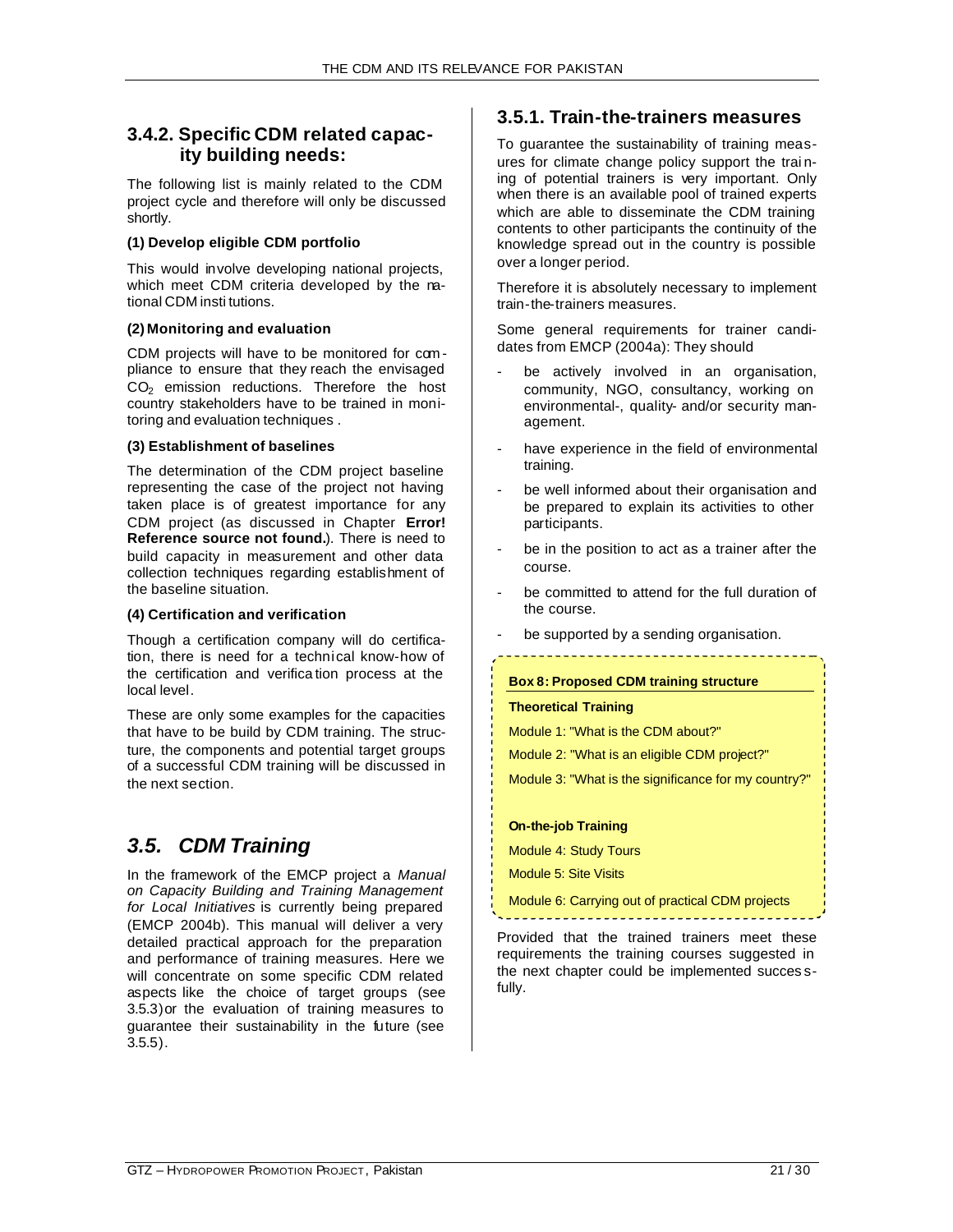### 3.4.2. Specific CDM related capacity building needs:

The following list is mainly related to the CDM project cycle and therefore will only be discussed shortly.

**(1) Develop eligible CDM portfolio**

This would involve developing national projects, which meet CDM criteria developed by the national CDM institutions.

**(2) Monitoring and evaluation**

CDM projects will have to be monitored for compliance to ensure that they reach the envisaged $CO_2$ emission reductions. Therefore the host country stakeholders have to be trained in monitoring and evaluation techniques .

**(3) Establishment of baselines**

The determination of the CDM project baseline representing the case of the project not having taken place is of greatest importance for any CDM project (as discussed in Chapter **Error! Reference source not found.**). There is need to build capacity in measurement and other data collection techniques regarding establishment of the baseline situation.

**(4) Certification and verification**

Though a certification company will do certification, there is need for a technical know-how of the certification and verification process at the local level.

These are only some examples for the capacities that have to be build by CDM training. The structure, the components and potential target groups of a successful CDM training will be discussed in the next section.

## *3.5. CDM Training*

In the framework of the EMCP project a *Manual on Capacity Building and Training Management for Local Initiatives* is currently being prepared (EMCP 2004b). This manual will deliver a very detailed practical approach for the preparation and performance of training measures. Here we will concentrate on some specific CDM related aspects like the choice of target groups (see 3.5.3) or the evaluation of training measures to guarantee their sustainability in the future (see 3.5.5).

### 3.5.1. Train-the-trainers measures

To guarantee the sustainability of training measures for climate change policy support the training of potential trainers is very important. Only when there is an available pool of trained experts which are able to disseminate the CDM training contents to other participants the continuity of the knowledge spread out in the country is possible over a longer period.

Therefore it is absolutely necessary to implement train-the-trainers measures.

Some general requirements for trainer candidates from EMCP (2004a): They should

- be actively involved in an organisation, community, NGO, consultancy, working on environmental-, quality- and/or security management.
- have experience in the field of environmental training.
- be well informed about their organisation and be prepared to explain its activities to other participants.
- be in the position to act as a trainer after the course.
- be committed to attend for the full duration of the course.
- be supported by a sending organisation.

**Box 8: Proposed CDM training structure**

**Theoretical Training**

Module 1: "What is the CDM about?"

Module 2: "What is an eligible CDM project?"

Module 3: "What is the significance for my country?"

**On-the-job Training**

Module 4: Study Tours

Module 5: Site Visits

Module 6: Carrying out of practical CDM projects

Provided that the trained trainers meet these requirements the training courses suggested in the next chapter could be implemented successfully.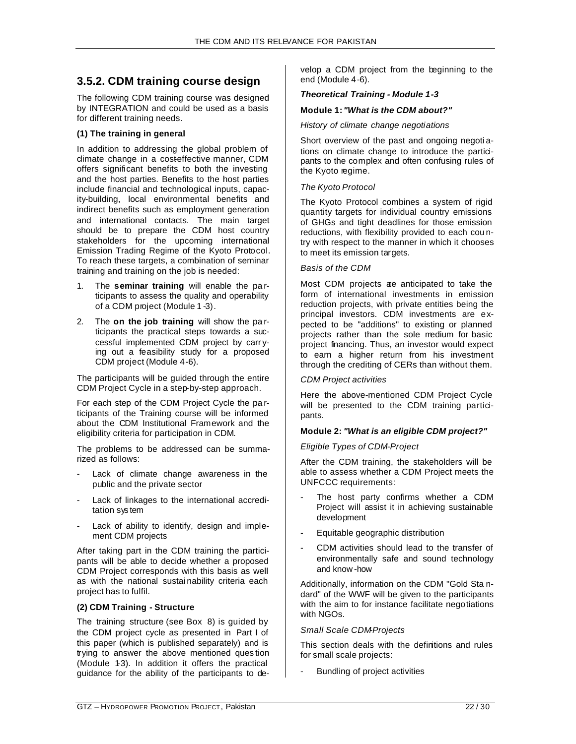## 3.5.2. CDM training course design

The following CDM training course was designed by INTEGRATION and could be used as a basis for different training needs.

**(1) The training in general**

In addition to addressing the global problem of climate change in a cost-effective manner, CDM offers significant benefits to both the investing and the host parties. Benefits to the host parties include financial and technological inputs, capacity-building, local environmental benefits and indirect benefits such as employment generation and international contacts. The main target should be to prepare the CDM host country stakeholders for the upcoming international Emission Trading Regime of the Kyoto Protocol. To reach these targets, a combination of seminar training and training on the job is needed:

1. The **seminar training** will enable the participants to assess the quality and operability of a CDM project (Module 1-3).
2. The **on the job training** will show the participants the practical steps towards a successful implemented CDM project by carrying out a feasibility study for a proposed CDM project (Module 4-6).

The participants will be guided through the entire CDM Project Cycle in a step-by-step approach.

For each step of the CDM Project Cycle the participants of the Training course will be informed about the CDM Institutional Framework and the eligibility criteria for participation in CDM.

The problems to be addressed can be summarized as follows:

- Lack of climate change awareness in the public and the private sector
- Lack of linkages to the international accreditation system
- Lack of ability to identify, design and implement CDM projects

After taking part in the CDM training the participants will be able to decide whether a proposed CDM Project corresponds with this basis as well as with the national sustainability criteria each project has to fulfil.

**(2) CDM Training - Structure**

The training structure (see Box 8) is guided by the CDM project cycle as presented in Part I of this paper (which is published separately) and is trying to answer the above mentioned question (Module 1-3). In addition it offers the practical guidance for the ability of the participants to develop a CDM project from the beginning to the end (Module 4-6).

***Theoretical Training - Module 1-3***

**Module 1:** ***"What is the CDM about?"***

*History of climate change negotiations*

Short overview of the past and ongoing negotiations on climate change to introduce the participants to the complex and often confusing rules of the Kyoto regime.

*The Kyoto Protocol*

The Kyoto Protocol combines a system of rigid quantity targets for individual country emissions of GHGs and tight deadlines for those emission reductions, with flexibility provided to each country with respect to the manner in which it chooses to meet its emission targets.

*Basis of the CDM*

Most CDM projects are anticipated to take the form of international investments in emission reduction projects, with private entities being the principal investors. CDM investments are expected to be "additions" to existing or planned projects rather than the sole medium for basic project financing. Thus, an investor would expect to earn a higher return from his investment through the crediting of CERs than without them.

*CDM Project activities*

Here the above-mentioned CDM Project Cycle will be presented to the CDM training participants.

**Module 2:** ***"What is an eligible CDM project?"***

*Eligible Types of CDM-Project*

After the CDM training, the stakeholders will be able to assess whether a CDM Project meets the UNFCCC requirements:

- The host party confirms whether a CDM Project will assist it in achieving sustainable development
- Equitable geographic distribution
- CDM activities should lead to the transfer of environmentally safe and sound technology and know-how

Additionally, information on the CDM "Gold Standard" of the WWF will be given to the participants with the aim to for instance facilitate negotiations with NGOs.

*Small Scale CDM-Projects*

This section deals with the definitions and rules for small scale projects:

- Bundling of project activities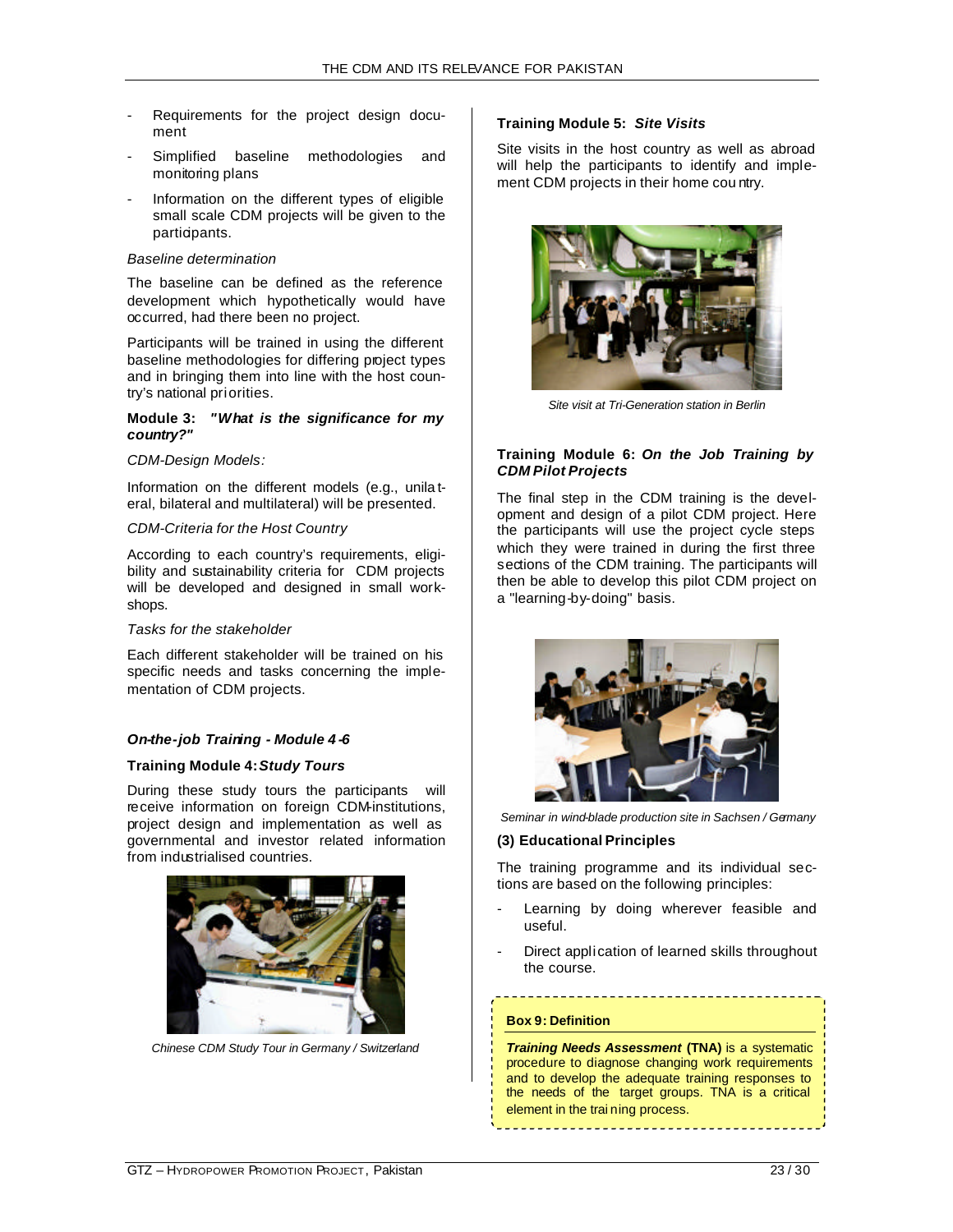- Requirements for the project design document
- Simplified baseline methodologies and monitoring plans
- Information on the different types of eligible small scale CDM projects will be given to the participants.

*Baseline determination*

The baseline can be defined as the reference development which hypothetically would have occurred, had there been no project.

Participants will be trained in using the different baseline methodologies for differing project types and in bringing them into line with the host country's national priorities.

**Module 3: *"What is the significance for my country?"***

*CDM-Design Models:*

Information on the different models (e.g., unilateral, bilateral and multilateral) will be presented.

*CDM-Criteria for the Host Country*

According to each country's requirements, eligibility and sustainability criteria for CDM projects will be developed and designed in small workshops.

*Tasks for the stakeholder*

Each different stakeholder will be trained on his specific needs and tasks concerning the implementation of CDM projects.

***On-the-job Training - Module 4-6***

**Training Module 4: *Study Tours***

During these study tours the participants will receive information on foreign CDM-institutions, project design and implementation as well as governmental and investor related information from industrialised countries.

*Chinese CDM Study Tour in Germany / Switzerland*

**Training Module 5: *Site Visits***

Site visits in the host country as well as abroad will help the participants to identify and implement CDM projects in their home country.

*Site visit at Tri-Generation station in Berlin*

**Training Module 6: *On the Job Training by CDM Pilot Projects***

The final step in the CDM training is the development and design of a pilot CDM project. Here the participants will use the project cycle steps which they were trained in during the first three sections of the CDM training. The participants will then be able to develop this pilot CDM project on a "learning-by-doing" basis.

*Seminar in wind-blade production site in Sachsen / Germany*

**(3) Educational Principles**

The training programme and its individual sections are based on the following principles:

- Learning by doing wherever feasible and useful.
- Direct application of learned skills throughout the course.

**Box 9: Definition**

***Training Needs Assessment* (TNA)** is a systematic procedure to diagnose changing work requirements and to develop the adequate training responses to the needs of the target groups. TNA is a critical element in the training process.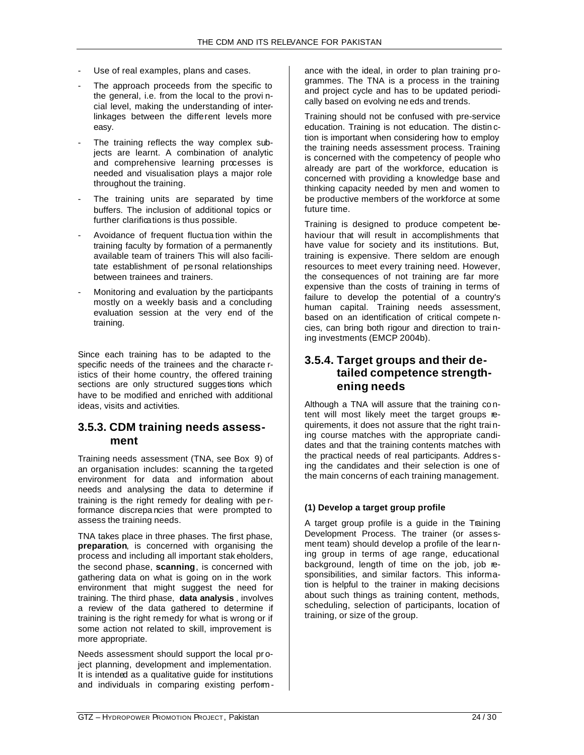- Use of real examples, plans and cases.
- The approach proceeds from the specific to the general, i.e. from the local to the provincial level, making the understanding of inter-linkages between the different levels more easy.
- The training reflects the way complex subjects are learnt. A combination of analytic and comprehensive learning processes is needed and visualisation plays a major role throughout the training.
- The training units are separated by time buffers. The inclusion of additional topics or further clarifications is thus possible.
- Avoidance of frequent fluctuation within the training faculty by formation of a permanently available team of trainers This will also facilitate establishment of personal relationships between trainees and trainers.
- Monitoring and evaluation by the participants mostly on a weekly basis and a concluding evaluation session at the very end of the training.

Since each training has to be adapted to the specific needs of the trainees and the characteristics of their home country, the offered training sections are only structured suggestions which have to be modified and enriched with additional ideas, visits and activities.

### 3.5.3. CDM training needs assessment

Training needs assessment (TNA, see Box 9) of an organisation includes: scanning the targeted environment for data and information about needs and analysing the data to determine if training is the right remedy for dealing with performance discrepancies that were prompted to assess the training needs.

TNA takes place in three phases. The first phase, **preparation**, is concerned with organising the process and including all important stakeholders, the second phase, **scanning**, is concerned with gathering data on what is going on in the work environment that might suggest the need for training. The third phase, **data analysis**, involves a review of the data gathered to determine if training is the right remedy for what is wrong or if some action not related to skill, improvement is more appropriate.

Needs assessment should support the local project planning, development and implementation. It is intended as a qualitative guide for institutions and individuals in comparing existing performance with the ideal, in order to plan training programmes. The TNA is a process in the training and project cycle and has to be updated periodically based on evolving needs and trends.

Training should not be confused with pre-service education. Training is not education. The distinction is important when considering how to employ the training needs assessment process. Training is concerned with the competency of people who already are part of the workforce, education is concerned with providing a knowledge base and thinking capacity needed by men and women to be productive members of the workforce at some future time.

Training is designed to produce competent behaviour that will result in accomplishments that have value for society and its institutions. But, training is expensive. There seldom are enough resources to meet every training need. However, the consequences of not training are far more expensive than the costs of training in terms of failure to develop the potential of a country's human capital. Training needs assessment, based on an identification of critical competencies, can bring both rigour and direction to training investments (EMCP 2004b).

### 3.5.4. Target groups and their detailed competence strengthening needs

Although a TNA will assure that the training content will most likely meet the target groups requirements, it does not assure that the right training course matches with the appropriate candidates and that the training contents matches with the practical needs of real participants. Addressing the candidates and their selection is one of the main concerns of each training management.

#### (1) Develop a target group profile

A target group profile is a guide in the Training Development Process. The trainer (or assessment team) should develop a profile of the learning group in terms of age range, educational background, length of time on the job, job responsibilities, and similar factors. This information is helpful to the trainer in making decisions about such things as training content, methods, scheduling, selection of participants, location of training, or size of the group.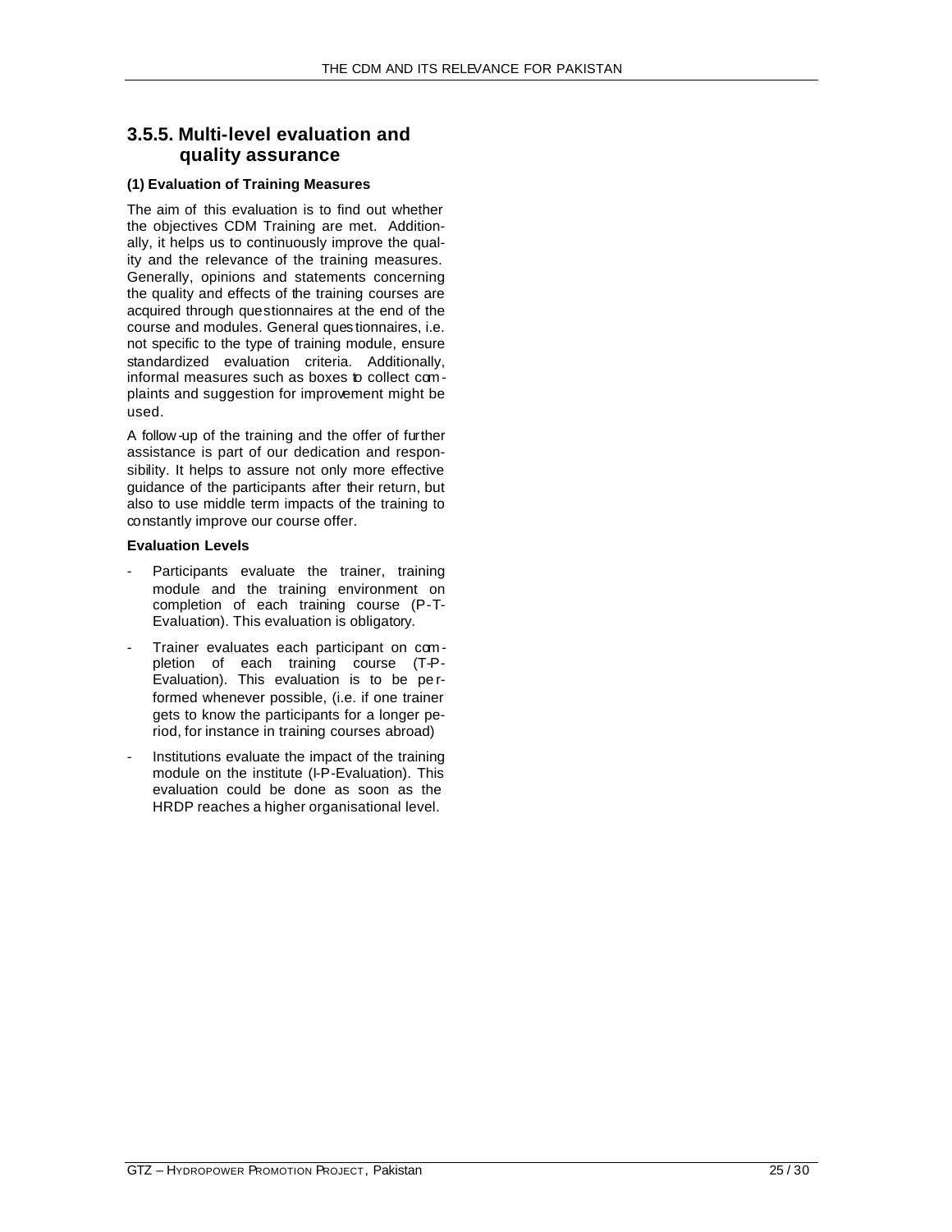### 3.5.5. Multi-level evaluation and quality assurance

**(1) Evaluation of Training Measures**

The aim of this evaluation is to find out whether the objectives CDM Training are met. Additionally, it helps us to continuously improve the quality and the relevance of the training measures. Generally, opinions and statements concerning the quality and effects of the training courses are acquired through questionnaires at the end of the course and modules. General questionnaires, i.e. not specific to the type of training module, ensure standardized evaluation criteria. Additionally, informal measures such as boxes to collect complaints and suggestion for improvement might be used.

A follow-up of the training and the offer of further assistance is part of our dedication and responsibility. It helps to assure not only more effective guidance of the participants after their return, but also to use middle term impacts of the training to constantly improve our course offer.

**Evaluation Levels**

- Participants evaluate the trainer, training module and the training environment on completion of each training course (P-T-Evaluation). This evaluation is obligatory.
- Trainer evaluates each participant on completion of each training course (T-P-Evaluation). This evaluation is to be performed whenever possible, (i.e. if one trainer gets to know the participants for a longer period, for instance in training courses abroad)
- Institutions evaluate the impact of the training module on the institute (I-P-Evaluation). This evaluation could be done as soon as the HRDP reaches a higher organisational level.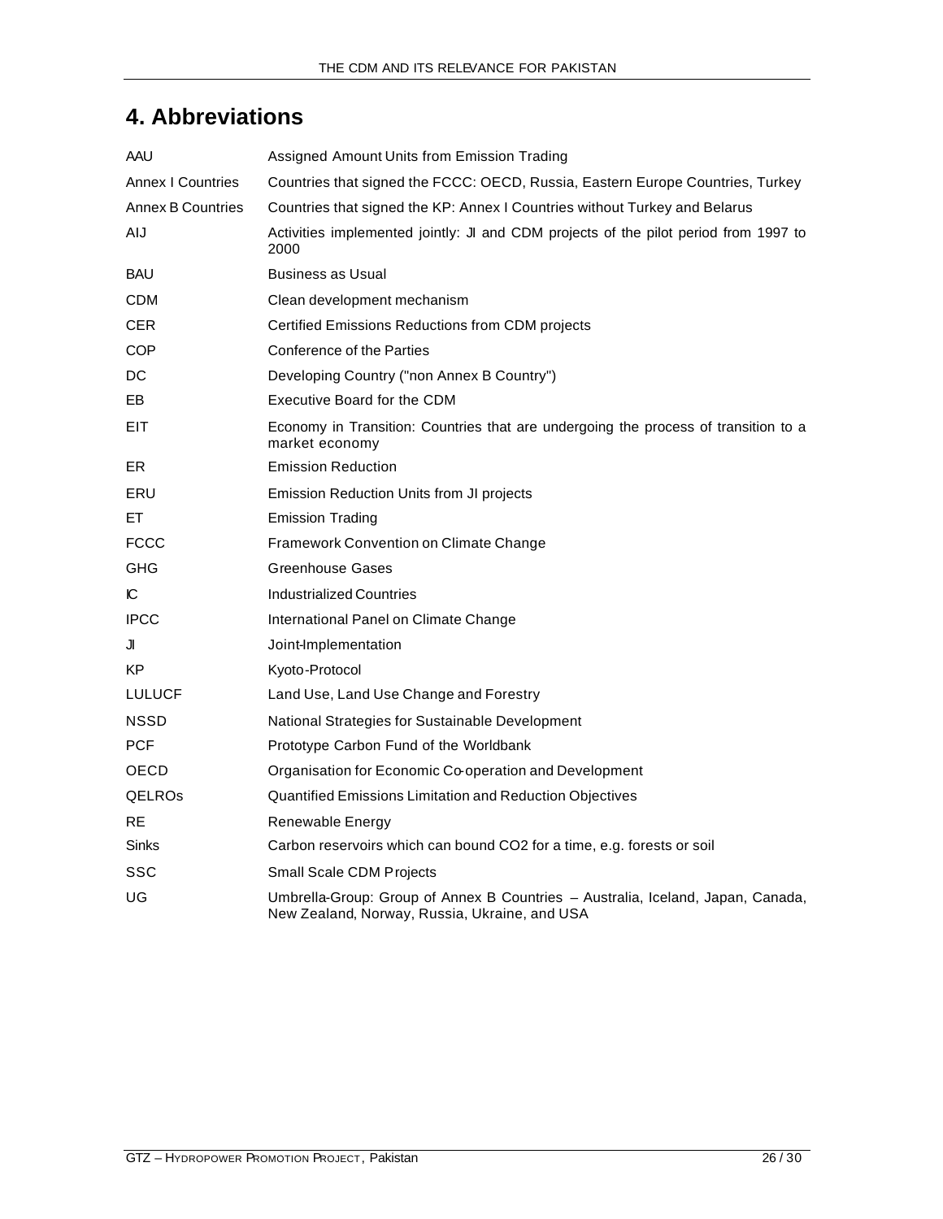# 4. Abbreviations

| | |
|---|---|
| AAU | Assigned Amount Units from Emission Trading |
| Annex I Countries | Countries that signed the FCCC: OECD, Russia, Eastern Europe Countries, Turkey |
| Annex B Countries | Countries that signed the KP: Annex I Countries without Turkey and Belarus |
| AIJ | Activities implemented jointly: JI and CDM projects of the pilot period from 1997 to 2000 |
| BAU | Business as Usual |
| CDM | Clean development mechanism |
| CER | Certified Emissions Reductions from CDM projects |
| COP | Conference of the Parties |
| DC | Developing Country ("non Annex B Country") |
| EB | Executive Board for the CDM |
| EIT | Economy in Transition: Countries that are undergoing the process of transition to a market economy |
| ER | Emission Reduction |
| ERU | Emission Reduction Units from JI projects |
| ET | Emission Trading |
| FCCC | Framework Convention on Climate Change |
| GHG | Greenhouse Gases |
| IC | Industrialized Countries |
| IPCC | International Panel on Climate Change |
| JI | Joint-Implementation |
| KP | Kyoto-Protocol |
| LULUCF | Land Use, Land Use Change and Forestry |
| NSSD | National Strategies for Sustainable Development |
| PCF | Prototype Carbon Fund of the Worldbank |
| OECD | Organisation for Economic Co-operation and Development |
| QELROs | Quantified Emissions Limitation and Reduction Objectives |
| RE | Renewable Energy |
| Sinks | Carbon reservoirs which can bound $CO_2$ for a time, e.g. forests or soil |
| SSC | Small Scale CDM Projects |
| UG | Umbrella-Group: Group of Annex B Countries – Australia, Iceland, Japan, Canada, New Zealand, Norway, Russia, Ukraine, and USA |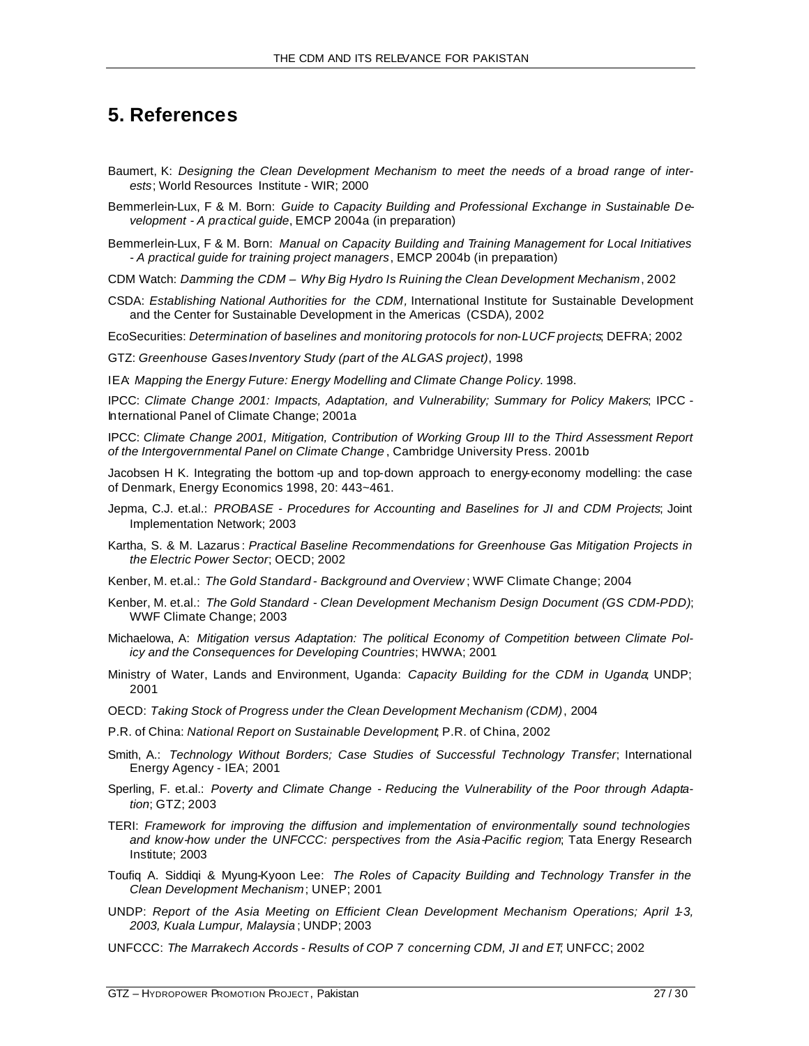## 5. References

Baumert, K: *Designing the Clean Development Mechanism to meet the needs of a broad range of interests*; World Resources Institute - WIR; 2000

Bemmerlein-Lux, F & M. Born: *Guide to Capacity Building and Professional Exchange in Sustainable Development - A practical guide*, EMCP 2004a (in preparation)

Bemmerlein-Lux, F & M. Born: *Manual on Capacity Building and Training Management for Local Initiatives - A practical guide for training project managers*, EMCP 2004b (in preparation)

CDM Watch: *Damming the CDM – Why Big Hydro Is Ruining the Clean Development Mechanism*, 2002

CSDA: *Establishing National Authorities for the CDM*, International Institute for Sustainable Development and the Center for Sustainable Development in the Americas (CSDA), 2002

EcoSecurities: *Determination of baselines and monitoring protocols for non-LUCF projects*; DEFRA; 2002

GTZ: *Greenhouse Gases Inventory Study (part of the ALGAS project)*, 1998

IEA: *Mapping the Energy Future: Energy Modelling and Climate Change Policy*. 1998.

IPCC: *Climate Change 2001: Impacts, Adaptation, and Vulnerability; Summary for Policy Makers*; IPCC - International Panel of Climate Change; 2001a

IPCC: *Climate Change 2001, Mitigation, Contribution of Working Group III to the Third Assessment Report of the Intergovernmental Panel on Climate Change*, Cambridge University Press. 2001b

Jacobsen H K. Integrating the bottom-up and top-down approach to energy-economy modelling: the case of Denmark, Energy Economics 1998, 20: 443~461.

Jepma, C.J. et.al.: *PROBASE - Procedures for Accounting and Baselines for JI and CDM Projects*; Joint Implementation Network; 2003

Kartha, S. & M. Lazarus: *Practical Baseline Recommendations for Greenhouse Gas Mitigation Projects in the Electric Power Sector*; OECD; 2002

Kenber, M. et.al.: *The Gold Standard - Background and Overview*; WWF Climate Change; 2004

Kenber, M. et.al.: *The Gold Standard - Clean Development Mechanism Design Document (GS CDM-PDD)*; WWF Climate Change; 2003

Michaelowa, A: *Mitigation versus Adaptation: The political Economy of Competition between Climate Policy and the Consequences for Developing Countries*; HWWA; 2001

Ministry of Water, Lands and Environment, Uganda: *Capacity Building for the CDM in Uganda*; UNDP; 2001

OECD: *Taking Stock of Progress under the Clean Development Mechanism (CDM)*, 2004

P.R. of China: *National Report on Sustainable Development*; P.R. of China, 2002

Smith, A.: *Technology Without Borders; Case Studies of Successful Technology Transfer*; International Energy Agency - IEA; 2001

Sperling, F. et.al.: *Poverty and Climate Change - Reducing the Vulnerability of the Poor through Adaptation*; GTZ; 2003

TERI: *Framework for improving the diffusion and implementation of environmentally sound technologies and know-how under the UNFCCC: perspectives from the Asia-Pacific region*; Tata Energy Research Institute; 2003

Toufiq A. Siddiqi & Myung-Kyoon Lee: *The Roles of Capacity Building and Technology Transfer in the Clean Development Mechanism*; UNEP; 2001

UNDP: *Report of the Asia Meeting on Efficient Clean Development Mechanism Operations; April 1-3, 2003, Kuala Lumpur, Malaysia*; UNDP; 2003

UNFCCC: *The Marrakech Accords - Results of COP 7 concerning CDM, JI and ET*; UNFCC; 2002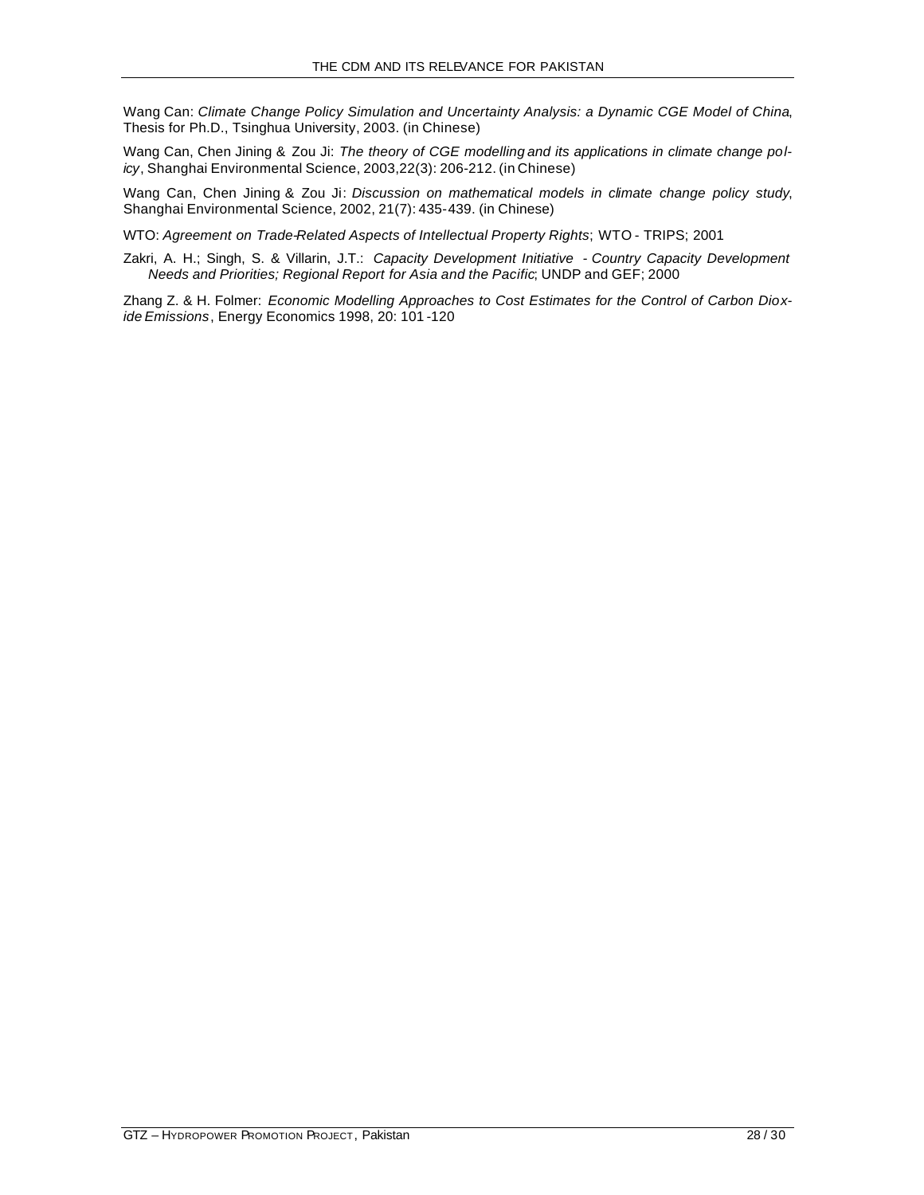Wang Can: *Climate Change Policy Simulation and Uncertainty Analysis: a Dynamic CGE Model of China*, Thesis for Ph.D., Tsinghua University, 2003. (in Chinese)

Wang Can, Chen Jining & Zou Ji: *The theory of CGE modelling and its applications in climate change policy*, Shanghai Environmental Science, 2003,22(3): 206-212. (in Chinese)

Wang Can, Chen Jining & Zou Ji: *Discussion on mathematical models in climate change policy study*, Shanghai Environmental Science, 2002, 21(7): 435-439. (in Chinese)

WTO: *Agreement on Trade-Related Aspects of Intellectual Property Rights*; WTO - TRIPS; 2001

Zakri, A. H.; Singh, S. & Villarin, J.T.: *Capacity Development Initiative - Country Capacity Development Needs and Priorities; Regional Report for Asia and the Pacific*; UNDP and GEF; 2000

Zhang Z. & H. Folmer: *Economic Modelling Approaches to Cost Estimates for the Control of Carbon Dioxide Emissions*, Energy Economics 1998, 20: 101-120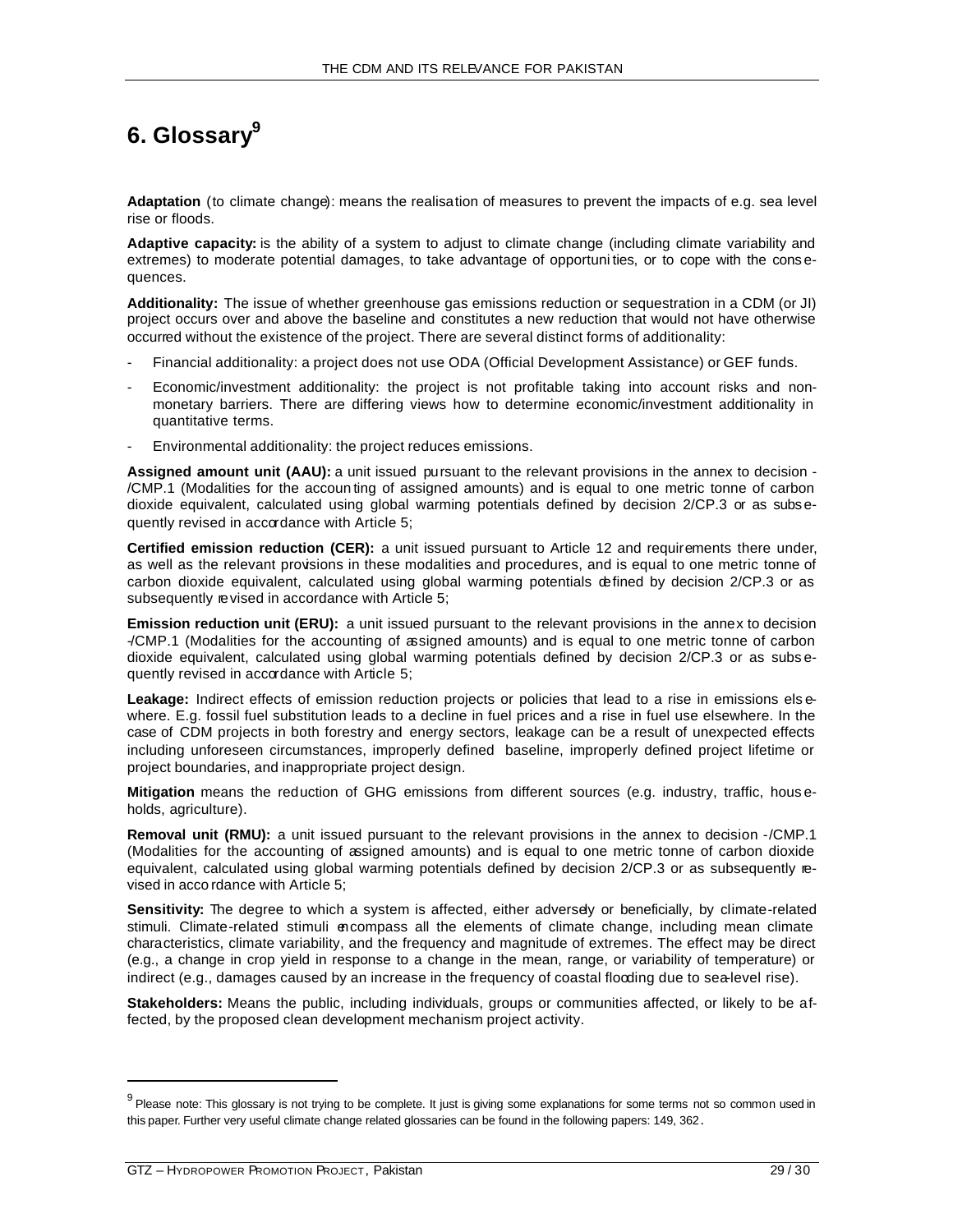# 6. Glossary[9]

**Adaptation** (to climate change): means the realisation of measures to prevent the impacts of e.g. sea level rise or floods.

**Adaptive capacity:** is the ability of a system to adjust to climate change (including climate variability and extremes) to moderate potential damages, to take advantage of opportunities, or to cope with the consequences.

**Additionality:** The issue of whether greenhouse gas emissions reduction or sequestration in a CDM (or JI) project occurs over and above the baseline and constitutes a new reduction that would not have otherwise occurred without the existence of the project. There are several distinct forms of additionality:

- Financial additionality: a project does not use ODA (Official Development Assistance) or GEF funds.
- Economic/investment additionality: the project is not profitable taking into account risks and non-monetary barriers. There are differing views how to determine economic/investment additionality in quantitative terms.
- Environmental additionality: the project reduces emissions.

**Assigned amount unit (AAU):** a unit issued pursuant to the relevant provisions in the annex to decision -/CMP.1 (Modalities for the accounting of assigned amounts) and is equal to one metric tonne of carbon dioxide equivalent, calculated using global warming potentials defined by decision 2/CP.3 or as subsequently revised in accordance with Article 5;

**Certified emission reduction (CER):** a unit issued pursuant to Article 12 and requirements there under, as well as the relevant provisions in these modalities and procedures, and is equal to one metric tonne of carbon dioxide equivalent, calculated using global warming potentials defined by decision 2/CP.3 or as subsequently revised in accordance with Article 5;

**Emission reduction unit (ERU):** a unit issued pursuant to the relevant provisions in the annex to decision -/CMP.1 (Modalities for the accounting of assigned amounts) and is equal to one metric tonne of carbon dioxide equivalent, calculated using global warming potentials defined by decision 2/CP.3 or as subsequently revised in accordance with Article 5;

**Leakage:** Indirect effects of emission reduction projects or policies that lead to a rise in emissions elsewhere. E.g. fossil fuel substitution leads to a decline in fuel prices and a rise in fuel use elsewhere. In the case of CDM projects in both forestry and energy sectors, leakage can be a result of unexpected effects including unforeseen circumstances, improperly defined baseline, improperly defined project lifetime or project boundaries, and inappropriate project design.

**Mitigation** means the reduction of GHG emissions from different sources (e.g. industry, traffic, households, agriculture).

**Removal unit (RMU):** a unit issued pursuant to the relevant provisions in the annex to decision -/CMP.1 (Modalities for the accounting of assigned amounts) and is equal to one metric tonne of carbon dioxide equivalent, calculated using global warming potentials defined by decision 2/CP.3 or as subsequently revised in accordance with Article 5;

**Sensitivity:** The degree to which a system is affected, either adversely or beneficially, by climate-related stimuli. Climate-related stimuli encompass all the elements of climate change, including mean climate characteristics, climate variability, and the frequency and magnitude of extremes. The effect may be direct (e.g., a change in crop yield in response to a change in the mean, range, or variability of temperature) or indirect (e.g., damages caused by an increase in the frequency of coastal flooding due to sea-level rise).

**Stakeholders:** Means the public, including individuals, groups or communities affected, or likely to be affected, by the proposed clean development mechanism project activity.

[9] Please note: This glossary is not trying to be complete. It just is giving some explanations for some terms not so common used in this paper. Further very useful climate change related glossaries can be found in the following papers: 149, 362.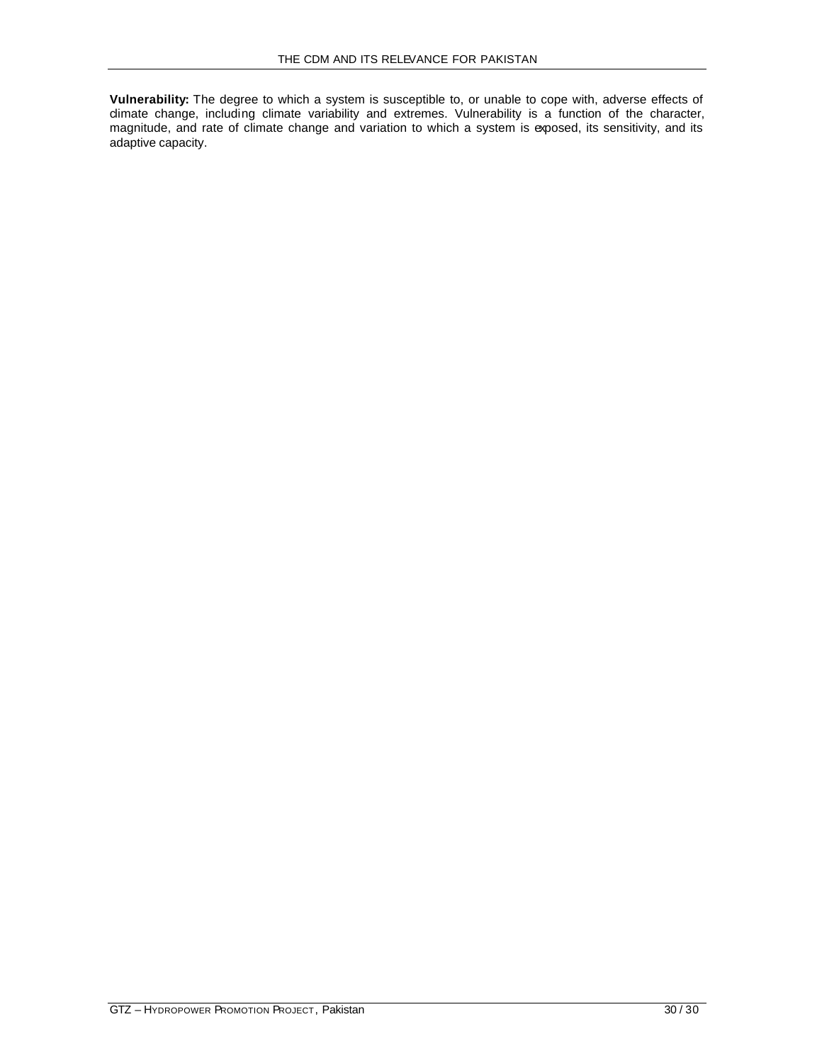**Vulnerability:** The degree to which a system is susceptible to, or unable to cope with, adverse effects of climate change, including climate variability and extremes. Vulnerability is a function of the character, magnitude, and rate of climate change and variation to which a system is exposed, its sensitivity, and its adaptive capacity.